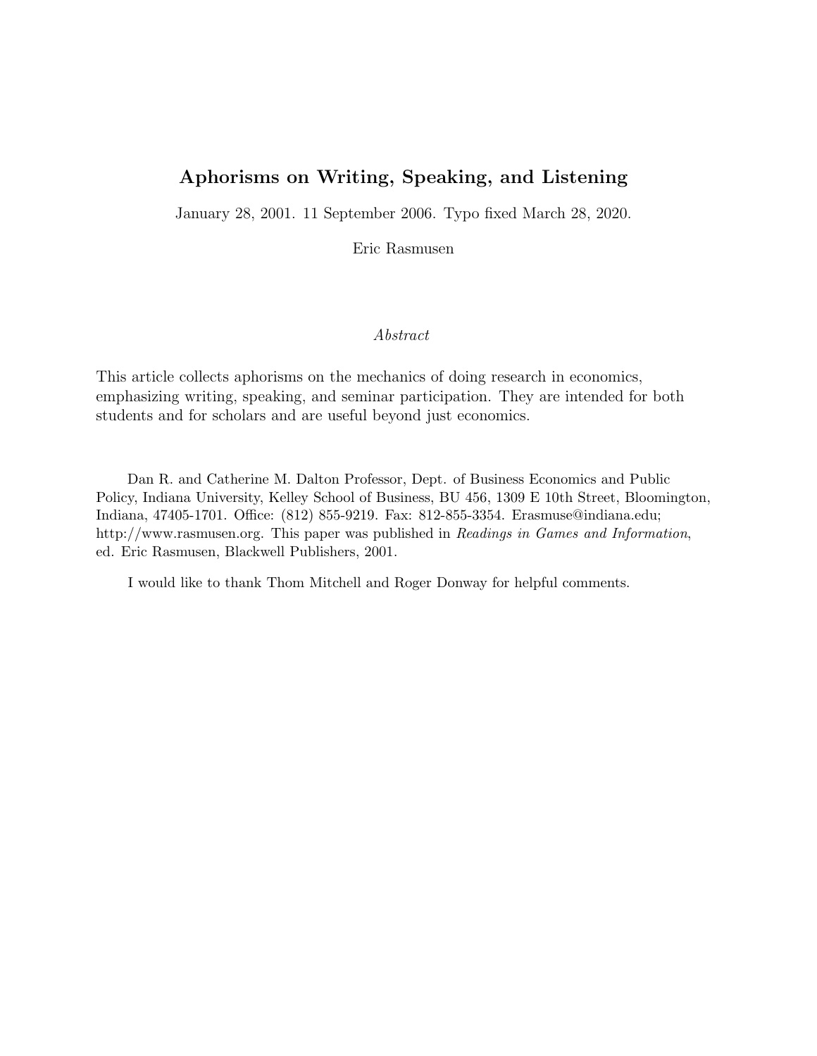# Aphorisms on Writing, Speaking, and Listening

January 28, 2001. 11 September 2006. Typo fixed March 28, 2020.

Eric Rasmusen

*Abstract*

This article collects aphorisms on the mechanics of doing research in economics, emphasizing writing, speaking, and seminar participation. They are intended for both students and for scholars and are useful beyond just economics.

Dan R. and Catherine M. Dalton Professor, Dept. of Business Economics and Public Policy, Indiana University, Kelley School of Business, BU 456, 1309 E 10th Street, Bloomington, Indiana, 47405-1701. Office: (812) 855-9219. Fax: 812-855-3354. Erasmuse@indiana.edu; http://www.rasmusen.org. This paper was published in *Readings in Games and Information*, ed. Eric Rasmusen, Blackwell Publishers, 2001.

I would like to thank Thom Mitchell and Roger Donway for helpful comments.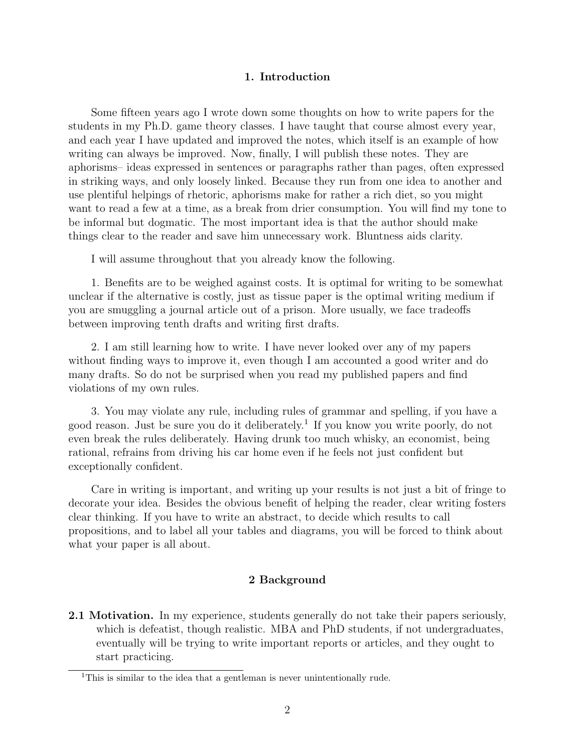## 1. Introduction

Some fifteen years ago I wrote down some thoughts on how to write papers for the students in my Ph.D. game theory classes. I have taught that course almost every year, and each year I have updated and improved the notes, which itself is an example of how writing can always be improved. Now, finally, I will publish these notes. They are aphorisms– ideas expressed in sentences or paragraphs rather than pages, often expressed in striking ways, and only loosely linked. Because they run from one idea to another and use plentiful helpings of rhetoric, aphorisms make for rather a rich diet, so you might want to read a few at a time, as a break from drier consumption. You will find my tone to be informal but dogmatic. The most important idea is that the author should make things clear to the reader and save him unnecessary work. Bluntness aids clarity.

I will assume throughout that you already know the following.

1. Benefits are to be weighed against costs. It is optimal for writing to be somewhat unclear if the alternative is costly, just as tissue paper is the optimal writing medium if you are smuggling a journal article out of a prison. More usually, we face tradeoffs between improving tenth drafts and writing first drafts.

2. I am still learning how to write. I have never looked over any of my papers without finding ways to improve it, even though I am accounted a good writer and do many drafts. So do not be surprised when you read my published papers and find violations of my own rules.

3. You may violate any rule, including rules of grammar and spelling, if you have a good reason. Just be sure you do it deliberately.[1] If you know you write poorly, do not even break the rules deliberately. Having drunk too much whisky, an economist, being rational, refrains from driving his car home even if he feels not just confident but exceptionally confident.

Care in writing is important, and writing up your results is not just a bit of fringe to decorate your idea. Besides the obvious benefit of helping the reader, clear writing fosters clear thinking. If you have to write an abstract, to decide which results to call propositions, and to label all your tables and diagrams, you will be forced to think about what your paper is all about.

## 2 Background

**2.1 Motivation.** In my experience, students generally do not take their papers seriously, which is defeatist, though realistic. MBA and PhD students, if not undergraduates, eventually will be trying to write important reports or articles, and they ought to start practicing.

[1] This is similar to the idea that a gentleman is never unintentionally rude.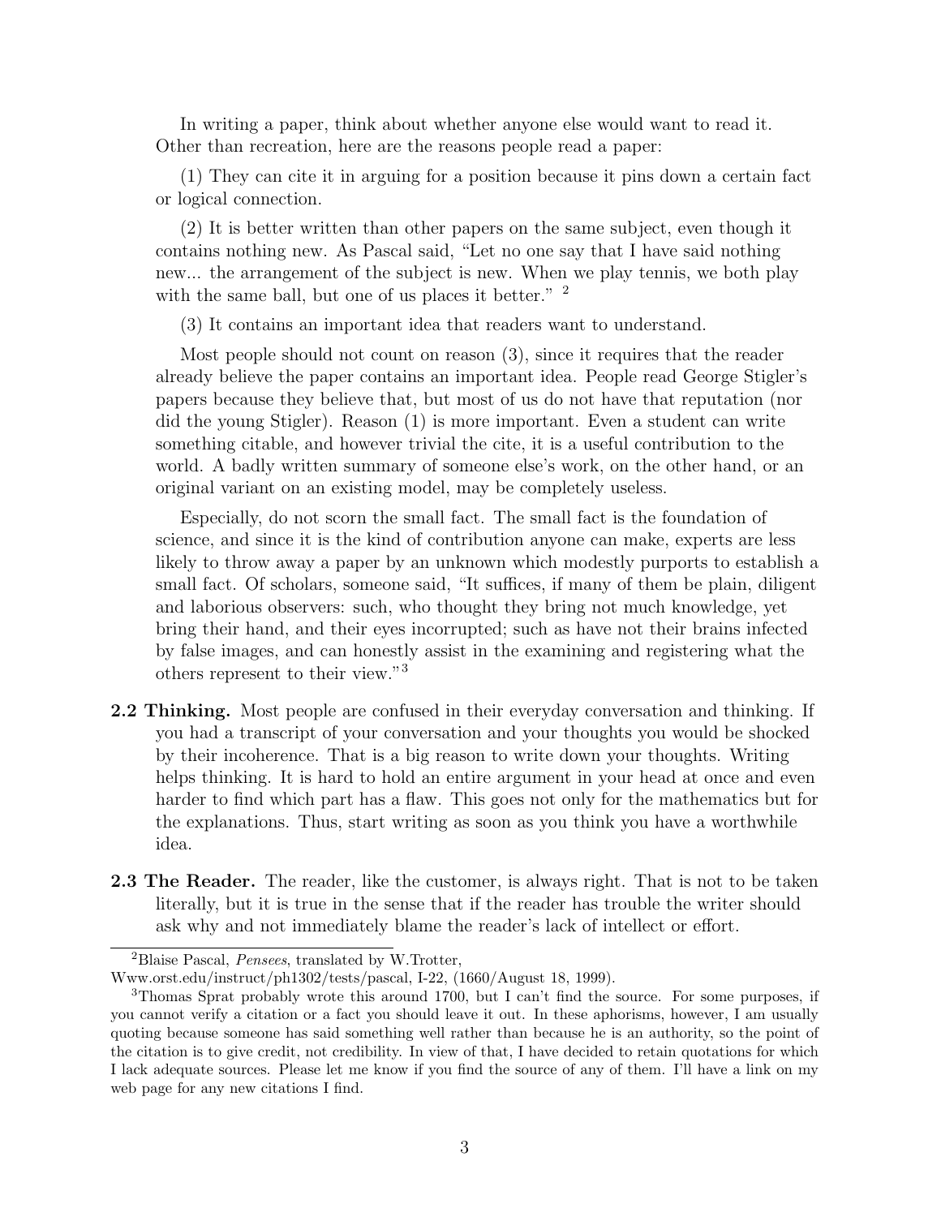In writing a paper, think about whether anyone else would want to read it. Other than recreation, here are the reasons people read a paper:

(1) They can cite it in arguing for a position because it pins down a certain fact or logical connection.

(2) It is better written than other papers on the same subject, even though it contains nothing new. As Pascal said, "Let no one say that I have said nothing new... the arrangement of the subject is new. When we play tennis, we both play with the same ball, but one of us places it better." [2]

(3) It contains an important idea that readers want to understand.

Most people should not count on reason (3), since it requires that the reader already believe the paper contains an important idea. People read George Stigler's papers because they believe that, but most of us do not have that reputation (nor did the young Stigler). Reason (1) is more important. Even a student can write something citable, and however trivial the cite, it is a useful contribution to the world. A badly written summary of someone else's work, on the other hand, or an original variant on an existing model, may be completely useless.

Especially, do not scorn the small fact. The small fact is the foundation of science, and since it is the kind of contribution anyone can make, experts are less likely to throw away a paper by an unknown which modestly purports to establish a small fact. Of scholars, someone said, "It suffices, if many of them be plain, diligent and laborious observers: such, who thought they bring not much knowledge, yet bring their hand, and their eyes incorrupted; such as have not their brains infected by false images, and can honestly assist in the examining and registering what the others represent to their view."[3]

**2.2 Thinking.** Most people are confused in their everyday conversation and thinking. If you had a transcript of your conversation and your thoughts you would be shocked by their incoherence. That is a big reason to write down your thoughts. Writing helps thinking. It is hard to hold an entire argument in your head at once and even harder to find which part has a flaw. This goes not only for the mathematics but for the explanations. Thus, start writing as soon as you think you have a worthwhile idea.

**2.3 The Reader.** The reader, like the customer, is always right. That is not to be taken literally, but it is true in the sense that if the reader has trouble the writer should ask why and not immediately blame the reader's lack of intellect or effort.

---

[2] Blaise Pascal, *Pensees*, translated by W.Trotter, Www.orst.edu/instruct/ph1302/tests/pascal, I-22, (1660/August 18, 1999).

[3] Thomas Sprat probably wrote this around 1700, but I can't find the source. For some purposes, if you cannot verify a citation or a fact you should leave it out. In these aphorisms, however, I am usually quoting because someone has said something well rather than because he is an authority, so the point of the citation is to give credit, not credibility. In view of that, I have decided to retain quotations for which I lack adequate sources. Please let me know if you find the source of any of them. I'll have a link on my web page for any new citations I find.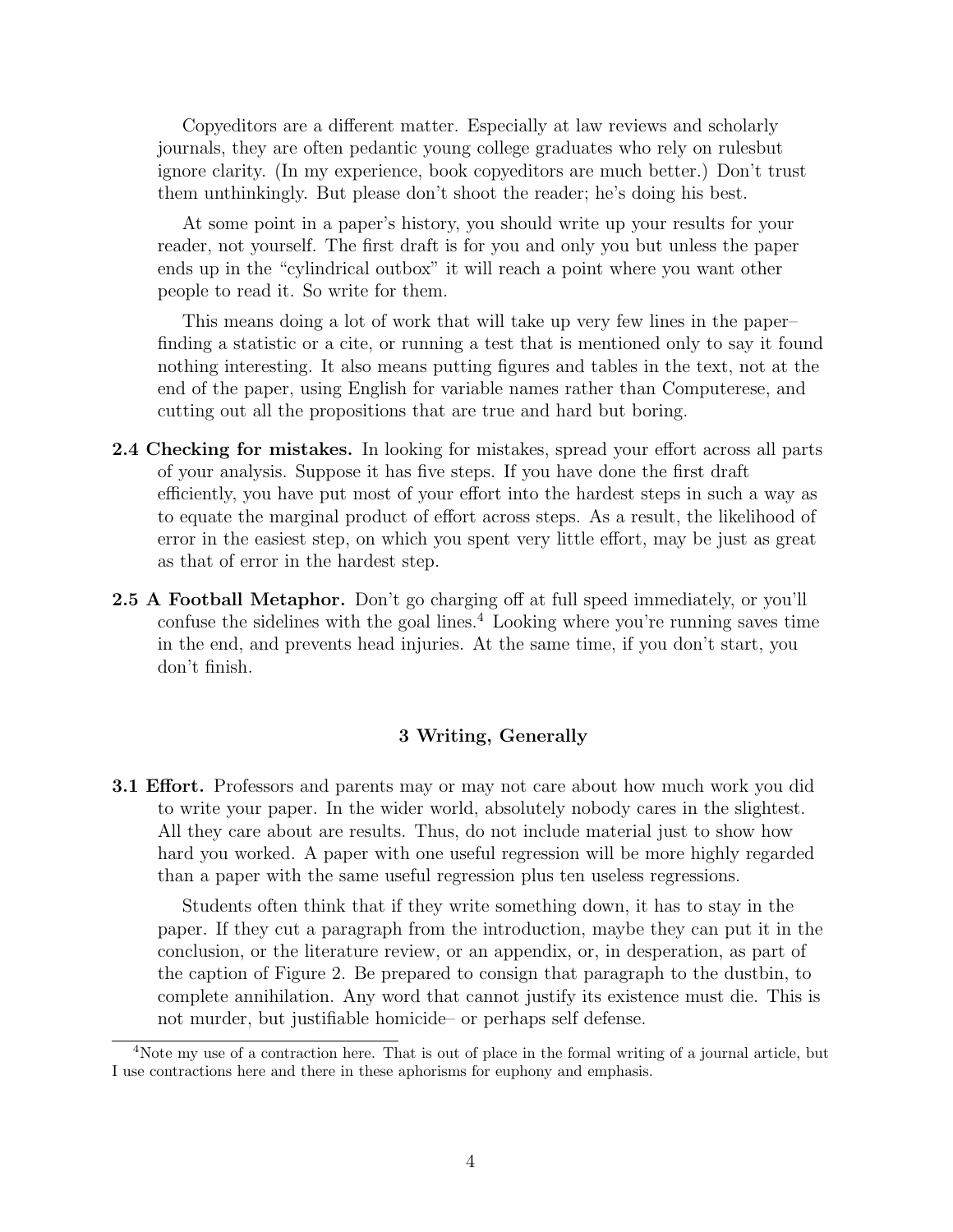Copyeditors are a different matter. Especially at law reviews and scholarly journals, they are often pedantic young college graduates who rely on rulesbut ignore clarity. (In my experience, book copyeditors are much better.) Don't trust them unthinkingly. But please don't shoot the reader; he's doing his best.

At some point in a paper's history, you should write up your results for your reader, not yourself. The first draft is for you and only you but unless the paper ends up in the "cylindrical outbox" it will reach a point where you want other people to read it. So write for them.

This means doing a lot of work that will take up very few lines in the paper– finding a statistic or a cite, or running a test that is mentioned only to say it found nothing interesting. It also means putting figures and tables in the text, not at the end of the paper, using English for variable names rather than Computerese, and cutting out all the propositions that are true and hard but boring.

**2.4 Checking for mistakes.** In looking for mistakes, spread your effort across all parts of your analysis. Suppose it has five steps. If you have done the first draft efficiently, you have put most of your effort into the hardest steps in such a way as to equate the marginal product of effort across steps. As a result, the likelihood of error in the easiest step, on which you spent very little effort, may be just as great as that of error in the hardest step.

**2.5 A Football Metaphor.** Don't go charging off at full speed immediately, or you'll confuse the sidelines with the goal lines.[4] Looking where you're running saves time in the end, and prevents head injuries. At the same time, if you don't start, you don't finish.

## 3 Writing, Generally

**3.1 Effort.** Professors and parents may or may not care about how much work you did to write your paper. In the wider world, absolutely nobody cares in the slightest. All they care about are results. Thus, do not include material just to show how hard you worked. A paper with one useful regression will be more highly regarded than a paper with the same useful regression plus ten useless regressions.

Students often think that if they write something down, it has to stay in the paper. If they cut a paragraph from the introduction, maybe they can put it in the conclusion, or the literature review, or an appendix, or, in desperation, as part of the caption of Figure 2. Be prepared to consign that paragraph to the dustbin, to complete annihilation. Any word that cannot justify its existence must die. This is not murder, but justifiable homicide– or perhaps self defense.

[4] Note my use of a contraction here. That is out of place in the formal writing of a journal article, but I use contractions here and there in these aphorisms for euphony and emphasis.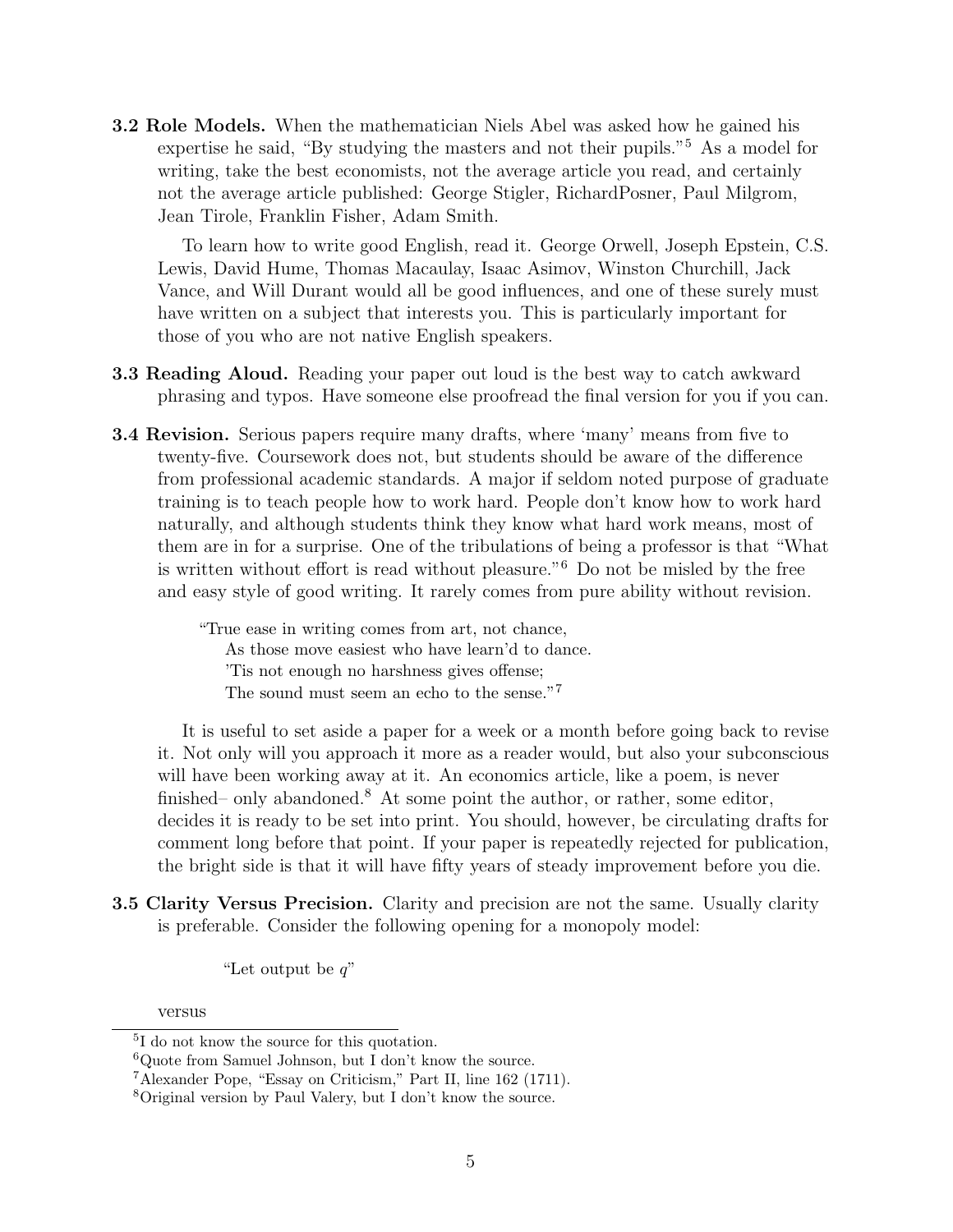**3.2 Role Models.** When the mathematician Niels Abel was asked how he gained his expertise he said, "By studying the masters and not their pupils."[5] As a model for writing, take the best economists, not the average article you read, and certainly not the average article published: George Stigler, RichardPosner, Paul Milgrom, Jean Tirole, Franklin Fisher, Adam Smith.

To learn how to write good English, read it. George Orwell, Joseph Epstein, C.S. Lewis, David Hume, Thomas Macaulay, Isaac Asimov, Winston Churchill, Jack Vance, and Will Durant would all be good influences, and one of these surely must have written on a subject that interests you. This is particularly important for those of you who are not native English speakers.

**3.3 Reading Aloud.** Reading your paper out loud is the best way to catch awkward phrasing and typos. Have someone else proofread the final version for you if you can.

**3.4 Revision.** Serious papers require many drafts, where 'many' means from five to twenty-five. Coursework does not, but students should be aware of the difference from professional academic standards. A major if seldom noted purpose of graduate training is to teach people how to work hard. People don't know how to work hard naturally, and although students think they know what hard work means, most of them are in for a surprise. One of the tribulations of being a professor is that "What is written without effort is read without pleasure."[6] Do not be misled by the free and easy style of good writing. It rarely comes from pure ability without revision.

> "True ease in writing comes from art, not chance,
> As those move easiest who have learn'd to dance.
> 'Tis not enough no harshness gives offense;
> The sound must seem an echo to the sense."[7]

It is useful to set aside a paper for a week or a month before going back to revise it. Not only will you approach it more as a reader would, but also your subconscious will have been working away at it. An economics article, like a poem, is never finished– only abandoned.[8] At some point the author, or rather, some editor, decides it is ready to be set into print. You should, however, be circulating drafts for comment long before that point. If your paper is repeatedly rejected for publication, the bright side is that it will have fifty years of steady improvement before you die.

**3.5 Clarity Versus Precision.** Clarity and precision are not the same. Usually clarity is preferable. Consider the following opening for a monopoly model:

"Let output be $q$"

versus

---

[5] I do not know the source for this quotation.

[6] Quote from Samuel Johnson, but I don't know the source.

[7] Alexander Pope, "Essay on Criticism," Part II, line 162 (1711).

[8] Original version by Paul Valery, but I don't know the source.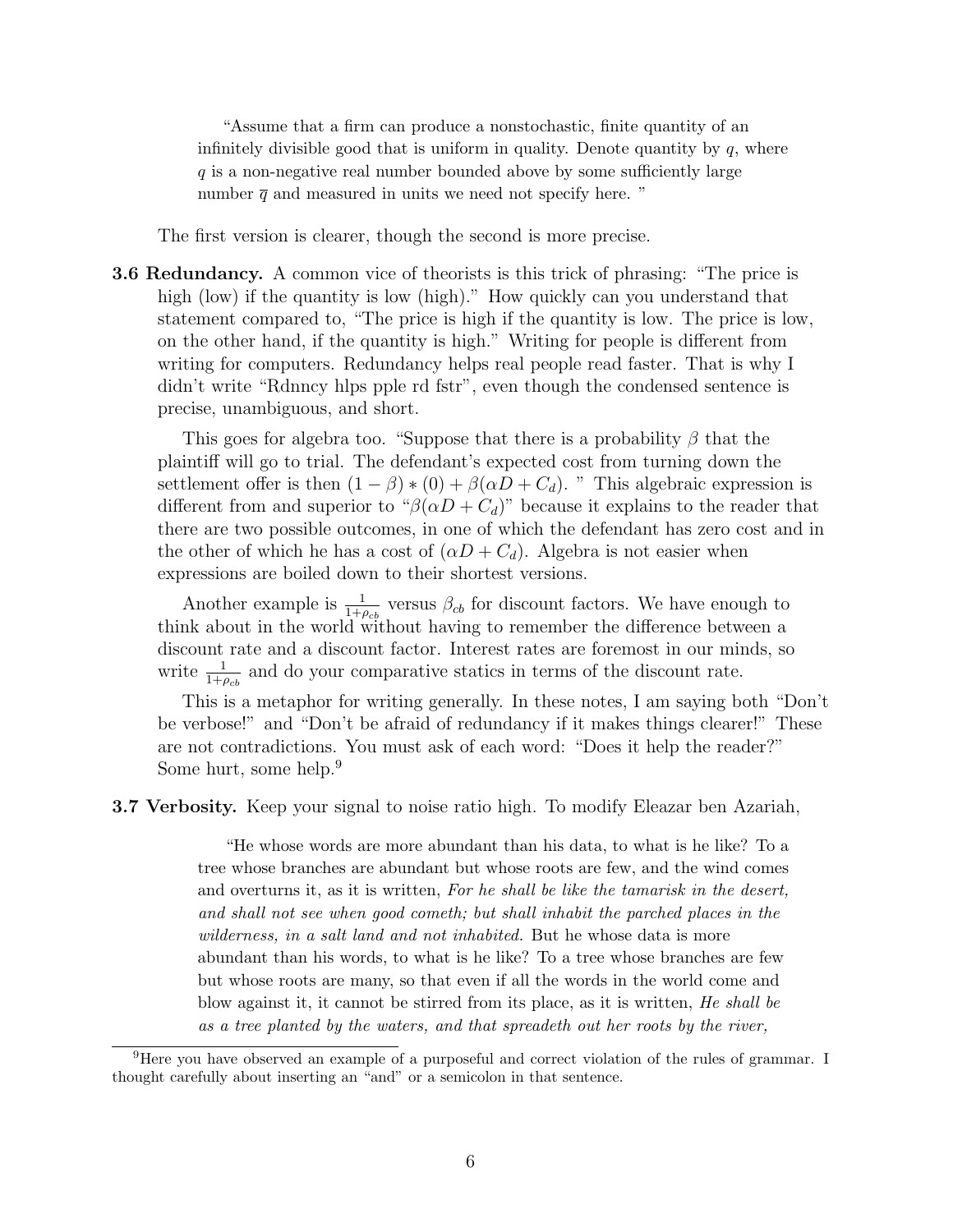> "Assume that a firm can produce a nonstochastic, finite quantity of an infinitely divisible good that is uniform in quality. Denote quantity by $q$, where $q$ is a non-negative real number bounded above by some sufficiently large number $\overline{q}$ and measured in units we need not specify here. "

The first version is clearer, though the second is more precise.

**3.6 Redundancy.** A common vice of theorists is this trick of phrasing: "The price is high (low) if the quantity is low (high)." How quickly can you understand that statement compared to, "The price is high if the quantity is low. The price is low, on the other hand, if the quantity is high." Writing for people is different from writing for computers. Redundancy helps real people read faster. That is why I didn't write "Rdnncy hlps pple rd fstr", even though the condensed sentence is precise, unambiguous, and short.

This goes for algebra too. "Suppose that there is a probability $\beta$ that the plaintiff will go to trial. The defendant's expected cost from turning down the settlement offer is then $(1 - \beta) * (0) + \beta(\alpha D + C_d)$. " This algebraic expression is different from and superior to "$\beta(\alpha D + C_d)$" because it explains to the reader that there are two possible outcomes, in one of which the defendant has zero cost and in the other of which he has a cost of $(\alpha D + C_d)$. Algebra is not easier when expressions are boiled down to their shortest versions.

Another example is $\frac{1}{1+\rho_{cb}}$ versus $\beta_{cb}$ for discount factors. We have enough to think about in the world without having to remember the difference between a discount rate and a discount factor. Interest rates are foremost in our minds, so write $\frac{1}{1+\rho_{cb}}$ and do your comparative statics in terms of the discount rate.

This is a metaphor for writing generally. In these notes, I am saying both "Don't be verbose!" and "Don't be afraid of redundancy if it makes things clearer!" These are not contradictions. You must ask of each word: "Does it help the reader?" Some hurt, some help.[9]

**3.7 Verbosity.** Keep your signal to noise ratio high. To modify Eleazar ben Azariah,

> "He whose words are more abundant than his data, to what is he like? To a tree whose branches are abundant but whose roots are few, and the wind comes and overturns it, as it is written, *For he shall be like the tamarisk in the desert, and shall not see when good cometh; but shall inhabit the parched places in the wilderness, in a salt land and not inhabited.* But he whose data is more abundant than his words, to what is he like? To a tree whose branches are few but whose roots are many, so that even if all the words in the world come and blow against it, it cannot be stirred from its place, as it is written, *He shall be as a tree planted by the waters, and that spreadeth out her roots by the river,*

[9] Here you have observed an example of a purposeful and correct violation of the rules of grammar. I thought carefully about inserting an "and" or a semicolon in that sentence.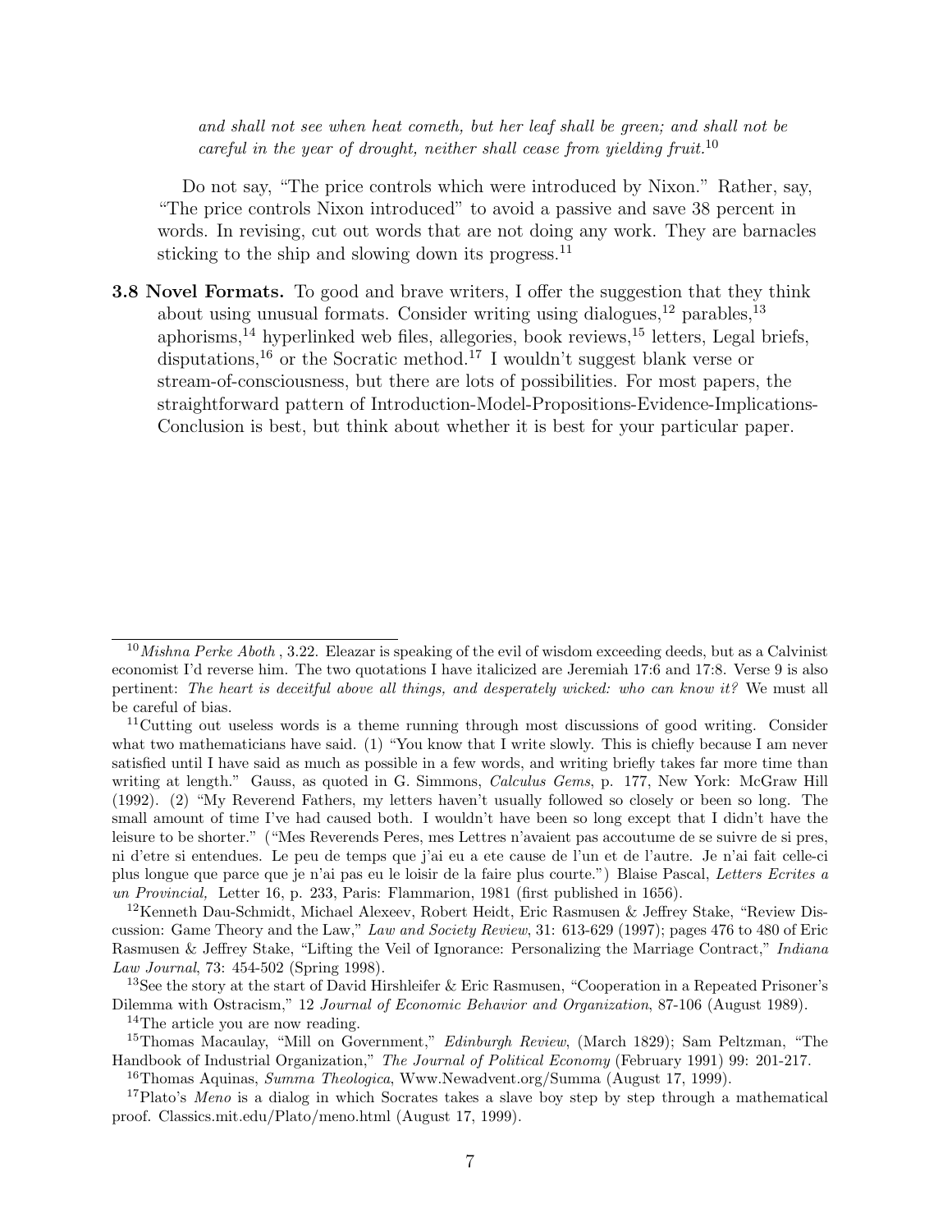*and shall not see when heat cometh, but her leaf shall be green; and shall not be careful in the year of drought, neither shall cease from yielding fruit.*[10]

Do not say, "The price controls which were introduced by Nixon." Rather, say, "The price controls Nixon introduced" to avoid a passive and save 38 percent in words. In revising, cut out words that are not doing any work. They are barnacles sticking to the ship and slowing down its progress.[11]

**3.8 Novel Formats.** To good and brave writers, I offer the suggestion that they think about using unusual formats. Consider writing using dialogues,[12] parables,[13] aphorisms,[14] hyperlinked web files, allegories, book reviews,[15] letters, Legal briefs, disputations,[16] or the Socratic method.[17] I wouldn't suggest blank verse or stream-of-consciousness, but there are lots of possibilities. For most papers, the straightforward pattern of Introduction-Model-Propositions-Evidence-Implications-Conclusion is best, but think about whether it is best for your particular paper.

---

[10] *Mishna Perke Aboth* , 3.22. Eleazar is speaking of the evil of wisdom exceeding deeds, but as a Calvinist economist I'd reverse him. The two quotations I have italicized are Jeremiah 17:6 and 17:8. Verse 9 is also pertinent: *The heart is deceitful above all things, and desperately wicked: who can know it?* We must all be careful of bias.

[11] Cutting out useless words is a theme running through most discussions of good writing. Consider what two mathematicians have said. (1) "You know that I write slowly. This is chiefly because I am never satisfied until I have said as much as possible in a few words, and writing briefly takes far more time than writing at length." Gauss, as quoted in G. Simmons, *Calculus Gems*, p. 177, New York: McGraw Hill (1992). (2) "My Reverend Fathers, my letters haven't usually followed so closely or been so long. The small amount of time I've had caused both. I wouldn't have been so long except that I didn't have the leisure to be shorter." ("Mes Reverends Peres, mes Lettres n'avaient pas accoutume de se suivre de si pres, ni d'etre si entendues. Le peu de temps que j'ai eu a ete cause de l'un et de l'autre. Je n'ai fait celle-ci plus longue que parce que je n'ai pas eu le loisir de la faire plus courte.") Blaise Pascal, *Letters Ecrites a un Provincial,* Letter 16, p. 233, Paris: Flammarion, 1981 (first published in 1656).

[12] Kenneth Dau-Schmidt, Michael Alexeev, Robert Heidt, Eric Rasmusen & Jeffrey Stake, "Review Discussion: Game Theory and the Law," *Law and Society Review*, 31: 613-629 (1997); pages 476 to 480 of Eric Rasmusen & Jeffrey Stake, "Lifting the Veil of Ignorance: Personalizing the Marriage Contract," *Indiana Law Journal*, 73: 454-502 (Spring 1998).

[13] See the story at the start of David Hirshleifer & Eric Rasmusen, "Cooperation in a Repeated Prisoner's Dilemma with Ostracism," 12 *Journal of Economic Behavior and Organization*, 87-106 (August 1989).

[14] The article you are now reading.

[15] Thomas Macaulay, "Mill on Government," *Edinburgh Review*, (March 1829); Sam Peltzman, "The Handbook of Industrial Organization," *The Journal of Political Economy* (February 1991) 99: 201-217.

[16] Thomas Aquinas, *Summa Theologica*, Www.Newadvent.org/Summa (August 17, 1999).

[17] Plato's *Meno* is a dialog in which Socrates takes a slave boy step by step through a mathematical proof. Classics.mit.edu/Plato/meno.html (August 17, 1999).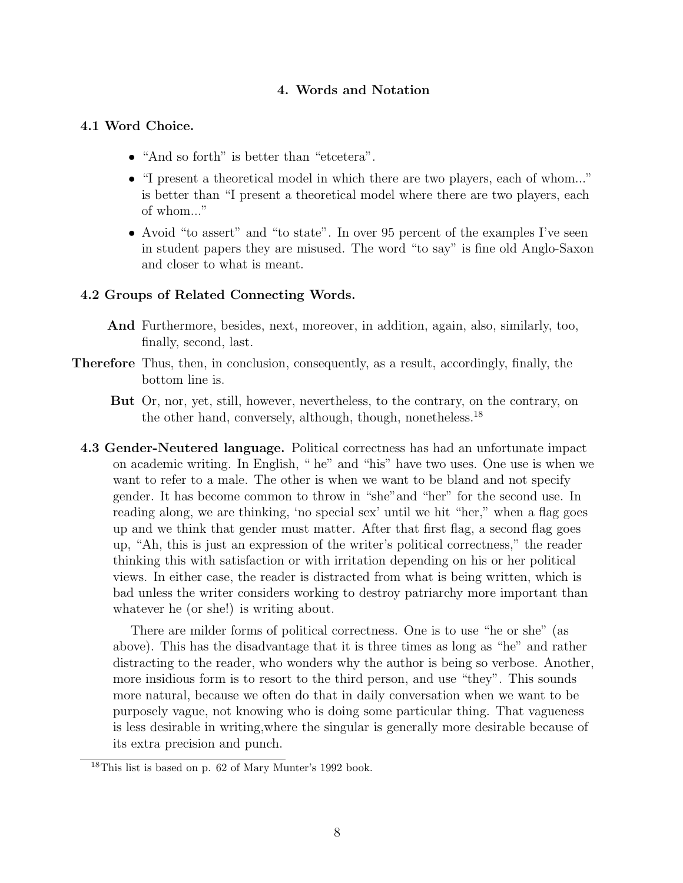## 4. Words and Notation

### 4.1 Word Choice.

- "And so forth" is better than "etcetera".
- "I present a theoretical model in which there are two players, each of whom..." is better than "I present a theoretical model where there are two players, each of whom..."
- Avoid "to assert" and "to state". In over 95 percent of the examples I've seen in student papers they are misused. The word "to say" is fine old Anglo-Saxon and closer to what is meant.

### 4.2 Groups of Related Connecting Words.

**And** Furthermore, besides, next, moreover, in addition, again, also, similarly, too, finally, second, last.

**Therefore** Thus, then, in conclusion, consequently, as a result, accordingly, finally, the bottom line is.

**But** Or, nor, yet, still, however, nevertheless, to the contrary, on the contrary, on the other hand, conversely, although, though, nonetheless.[18]

**4.3 Gender-Neutered language.** Political correctness has had an unfortunate impact on academic writing. In English, " he" and "his" have two uses. One use is when we want to refer to a male. The other is when we want to be bland and not specify gender. It has become common to throw in "she"and "her" for the second use. In reading along, we are thinking, 'no special sex' until we hit "her," when a flag goes up and we think that gender must matter. After that first flag, a second flag goes up, "Ah, this is just an expression of the writer's political correctness," the reader thinking this with satisfaction or with irritation depending on his or her political views. In either case, the reader is distracted from what is being written, which is bad unless the writer considers working to destroy patriarchy more important than whatever he (or she!) is writing about.

There are milder forms of political correctness. One is to use "he or she" (as above). This has the disadvantage that it is three times as long as "he" and rather distracting to the reader, who wonders why the author is being so verbose. Another, more insidious form is to resort to the third person, and use "they". This sounds more natural, because we often do that in daily conversation when we want to be purposely vague, not knowing who is doing some particular thing. That vagueness is less desirable in writing,where the singular is generally more desirable because of its extra precision and punch.

[18] This list is based on p. 62 of Mary Munter's 1992 book.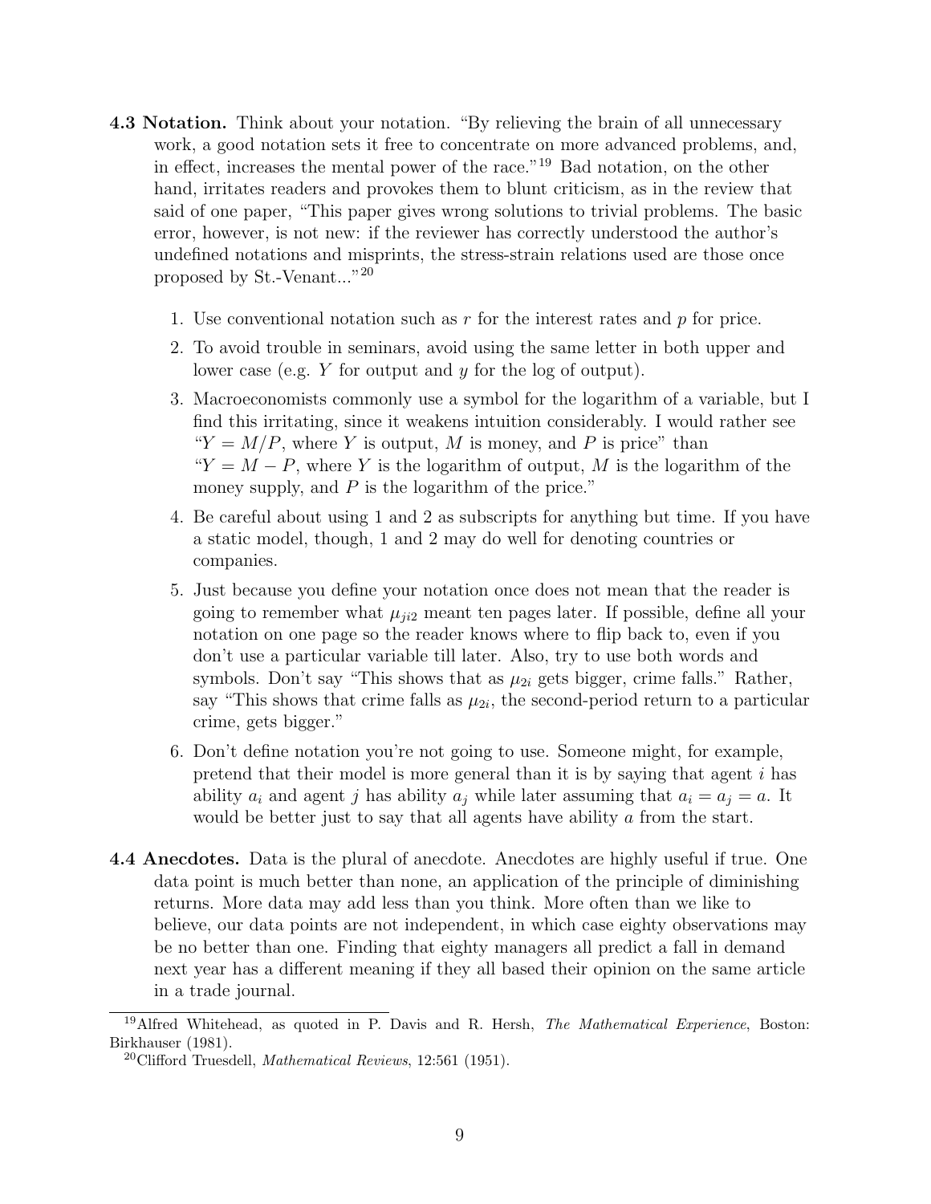**4.3 Notation.** Think about your notation. "By relieving the brain of all unnecessary work, a good notation sets it free to concentrate on more advanced problems, and, in effect, increases the mental power of the race."[19] Bad notation, on the other hand, irritates readers and provokes them to blunt criticism, as in the review that said of one paper, "This paper gives wrong solutions to trivial problems. The basic error, however, is not new: if the reviewer has correctly understood the author's undefined notations and misprints, the stress-strain relations used are those once proposed by St.-Venant..."[20]

1. Use conventional notation such as $r$ for the interest rates and $p$ for price.
2. To avoid trouble in seminars, avoid using the same letter in both upper and lower case (e.g. $Y$ for output and $y$ for the log of output).
3. Macroeconomists commonly use a symbol for the logarithm of a variable, but I find this irritating, since it weakens intuition considerably. I would rather see "$Y = M/P$, where $Y$ is output, $M$ is money, and $P$ is price" than "$Y = M - P$, where $Y$ is the logarithm of output, $M$ is the logarithm of the money supply, and $P$ is the logarithm of the price."
4. Be careful about using 1 and 2 as subscripts for anything but time. If you have a static model, though, 1 and 2 may do well for denoting countries or companies.
5. Just because you define your notation once does not mean that the reader is going to remember what $\mu_{ji2}$ meant ten pages later. If possible, define all your notation on one page so the reader knows where to flip back to, even if you don't use a particular variable till later. Also, try to use both words and symbols. Don't say "This shows that as $\mu_{2i}$ gets bigger, crime falls." Rather, say "This shows that crime falls as $\mu_{2i}$, the second-period return to a particular crime, gets bigger."
6. Don't define notation you're not going to use. Someone might, for example, pretend that their model is more general than it is by saying that agent $i$ has ability $a_i$ and agent $j$ has ability $a_j$ while later assuming that $a_i = a_j = a$. It would be better just to say that all agents have ability $a$ from the start.

**4.4 Anecdotes.** Data is the plural of anecdote. Anecdotes are highly useful if true. One data point is much better than none, an application of the principle of diminishing returns. More data may add less than you think. More often than we like to believe, our data points are not independent, in which case eighty observations may be no better than one. Finding that eighty managers all predict a fall in demand next year has a different meaning if they all based their opinion on the same article in a trade journal.

[19] Alfred Whitehead, as quoted in P. Davis and R. Hersh, *The Mathematical Experience*, Boston: Birkhauser (1981).

[20] Clifford Truesdell, *Mathematical Reviews*, 12:561 (1951).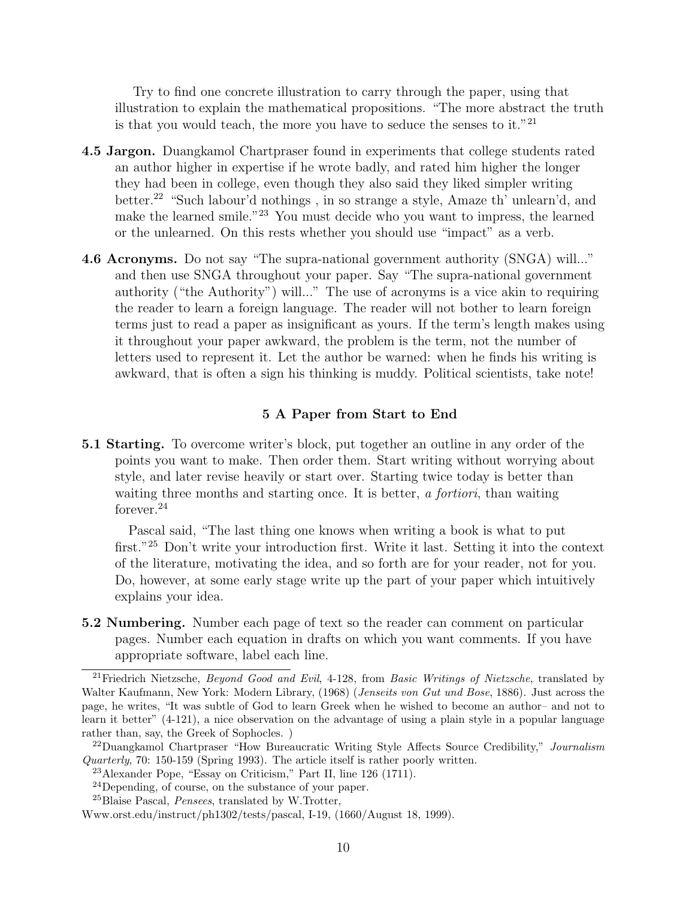Try to find one concrete illustration to carry through the paper, using that illustration to explain the mathematical propositions. "The more abstract the truth is that you would teach, the more you have to seduce the senses to it."[21]

**4.5 Jargon.** Duangkamol Chartpraser found in experiments that college students rated an author higher in expertise if he wrote badly, and rated him higher the longer they had been in college, even though they also said they liked simpler writing better.[22] "Such labour'd nothings , in so strange a style, Amaze th' unlearn'd, and make the learned smile."[23] You must decide who you want to impress, the learned or the unlearned. On this rests whether you should use "impact" as a verb.

**4.6 Acronyms.** Do not say "The supra-national government authority (SNGA) will..." and then use SNGA throughout your paper. Say "The supra-national government authority ("the Authority") will..." The use of acronyms is a vice akin to requiring the reader to learn a foreign language. The reader will not bother to learn foreign terms just to read a paper as insignificant as yours. If the term's length makes using it throughout your paper awkward, the problem is the term, not the number of letters used to represent it. Let the author be warned: when he finds his writing is awkward, that is often a sign his thinking is muddy. Political scientists, take note!

## 5 A Paper from Start to End

**5.1 Starting.** To overcome writer's block, put together an outline in any order of the points you want to make. Then order them. Start writing without worrying about style, and later revise heavily or start over. Starting twice today is better than waiting three months and starting once. It is better, *a fortiori*, than waiting forever.[24]

Pascal said, "The last thing one knows when writing a book is what to put first."[25] Don't write your introduction first. Write it last. Setting it into the context of the literature, motivating the idea, and so forth are for your reader, not for you. Do, however, at some early stage write up the part of your paper which intuitively explains your idea.

**5.2 Numbering.** Number each page of text so the reader can comment on particular pages. Number each equation in drafts on which you want comments. If you have appropriate software, label each line.

---

[21] Friedrich Nietzsche, *Beyond Good and Evil*, 4-128, from *Basic Writings of Nietzsche*, translated by Walter Kaufmann, New York: Modern Library, (1968) (*Jenseits von Gut und Bose*, 1886). Just across the page, he writes, "It was subtle of God to learn Greek when he wished to become an author– and not to learn it better" (4-121), a nice observation on the advantage of using a plain style in a popular language rather than, say, the Greek of Sophocles. )

[22] Duangkamol Chartpraser "How Bureaucratic Writing Style Affects Source Credibility," *Journalism Quarterly*, 70: 150-159 (Spring 1993). The article itself is rather poorly written.

[23] Alexander Pope, "Essay on Criticism," Part II, line 126 (1711).

[24] Depending, of course, on the substance of your paper.

[25] Blaise Pascal, *Pensees*, translated by W.Trotter, Www.orst.edu/instruct/ph1302/tests/pascal, I-19, (1660/August 18, 1999).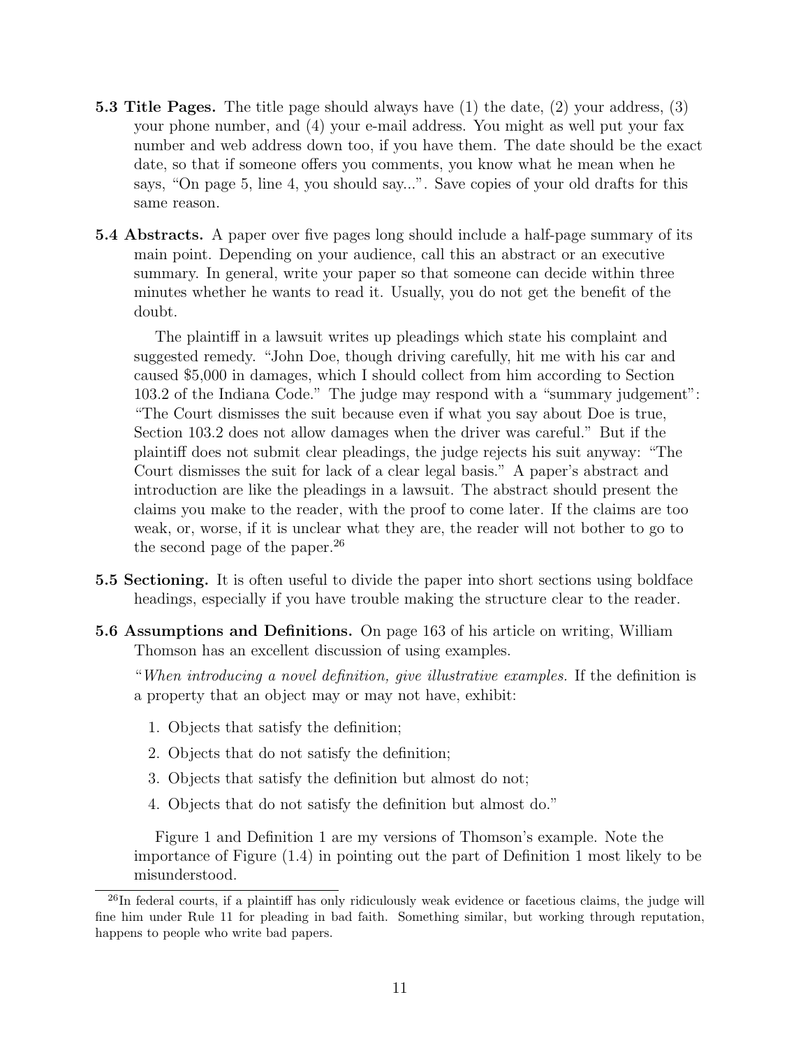**5.3 Title Pages.** The title page should always have (1) the date, (2) your address, (3) your phone number, and (4) your e-mail address. You might as well put your fax number and web address down too, if you have them. The date should be the exact date, so that if someone offers you comments, you know what he mean when he says, "On page 5, line 4, you should say...". Save copies of your old drafts for this same reason.

**5.4 Abstracts.** A paper over five pages long should include a half-page summary of its main point. Depending on your audience, call this an abstract or an executive summary. In general, write your paper so that someone can decide within three minutes whether he wants to read it. Usually, you do not get the benefit of the doubt.

The plaintiff in a lawsuit writes up pleadings which state his complaint and suggested remedy. "John Doe, though driving carefully, hit me with his car and caused $5,000 in damages, which I should collect from him according to Section 103.2 of the Indiana Code." The judge may respond with a "summary judgement": "The Court dismisses the suit because even if what you say about Doe is true, Section 103.2 does not allow damages when the driver was careful." But if the plaintiff does not submit clear pleadings, the judge rejects his suit anyway: "The Court dismisses the suit for lack of a clear legal basis." A paper's abstract and introduction are like the pleadings in a lawsuit. The abstract should present the claims you make to the reader, with the proof to come later. If the claims are too weak, or, worse, if it is unclear what they are, the reader will not bother to go to the second page of the paper.[26]

**5.5 Sectioning.** It is often useful to divide the paper into short sections using boldface headings, especially if you have trouble making the structure clear to the reader.

**5.6 Assumptions and Definitions.** On page 163 of his article on writing, William Thomson has an excellent discussion of using examples.

"*When introducing a novel definition, give illustrative examples.* If the definition is a property that an object may or may not have, exhibit:

1. Objects that satisfy the definition;
2. Objects that do not satisfy the definition;
3. Objects that satisfy the definition but almost do not;
4. Objects that do not satisfy the definition but almost do."

Figure 1 and Definition 1 are my versions of Thomson's example. Note the importance of Figure (1.4) in pointing out the part of Definition 1 most likely to be misunderstood.

[26] In federal courts, if a plaintiff has only ridiculously weak evidence or facetious claims, the judge will fine him under Rule 11 for pleading in bad faith. Something similar, but working through reputation, happens to people who write bad papers.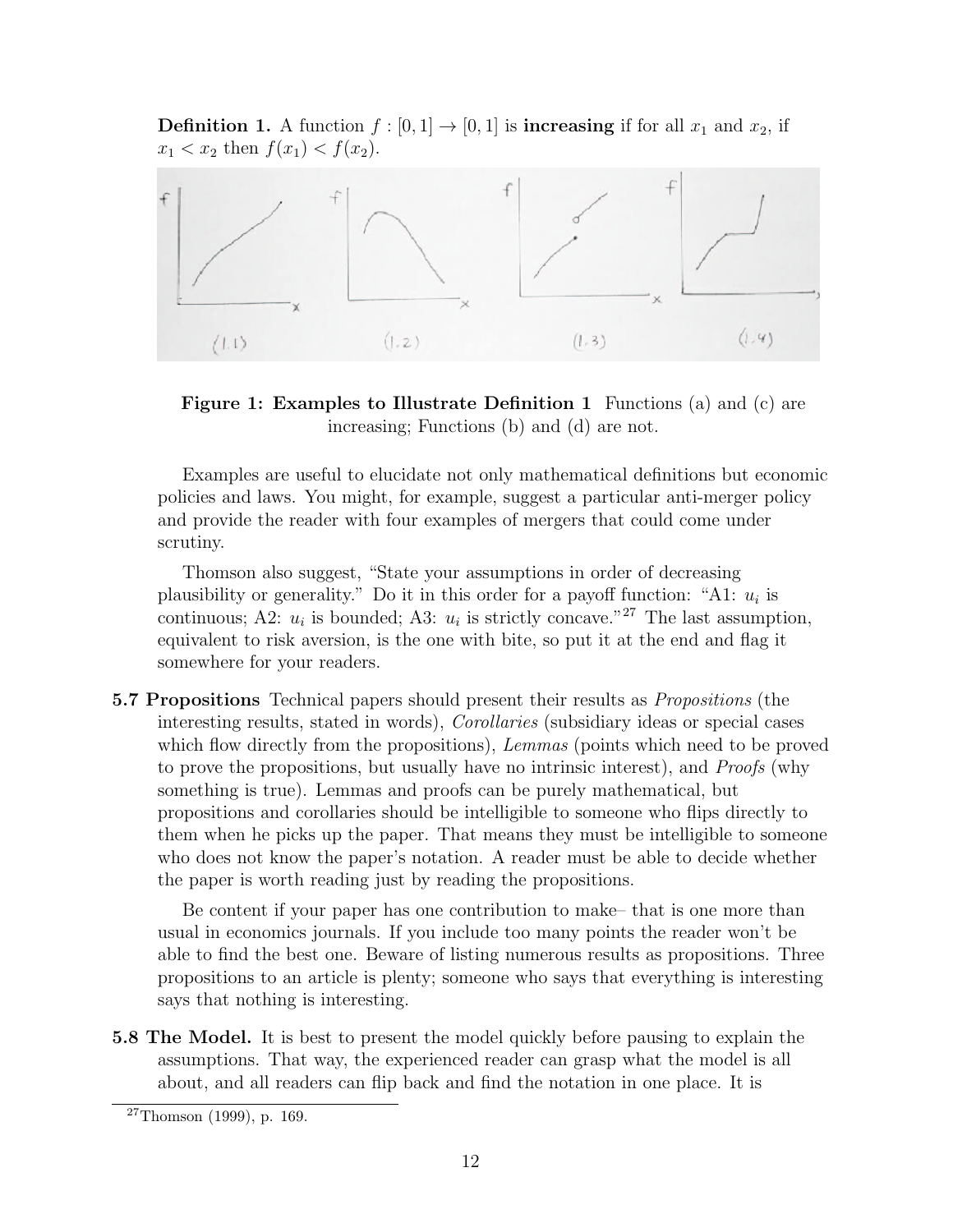**Definition 1.** A function $f : [0, 1] \rightarrow [0, 1]$ is **increasing** if for all $x_1$ and $x_2$, if $x_1 < x_2$ then $f(x_1) < f(x_2)$.

**Figure 1: Examples to Illustrate Definition 1** Functions (a) and (c) are increasing; Functions (b) and (d) are not.

Examples are useful to elucidate not only mathematical definitions but economic policies and laws. You might, for example, suggest a particular anti-merger policy and provide the reader with four examples of mergers that could come under scrutiny.

Thomson also suggest, "State your assumptions in order of decreasing plausibility or generality." Do it in this order for a payoff function: "A1: $u_i$ is continuous; A2: $u_i$ is bounded; A3: $u_i$ is strictly concave."[27] The last assumption, equivalent to risk aversion, is the one with bite, so put it at the end and flag it somewhere for your readers.

**5.7 Propositions** Technical papers should present their results as *Propositions* (the interesting results, stated in words), *Corollaries* (subsidiary ideas or special cases which flow directly from the propositions), *Lemmas* (points which need to be proved to prove the propositions, but usually have no intrinsic interest), and *Proofs* (why something is true). Lemmas and proofs can be purely mathematical, but propositions and corollaries should be intelligible to someone who flips directly to them when he picks up the paper. That means they must be intelligible to someone who does not know the paper's notation. A reader must be able to decide whether the paper is worth reading just by reading the propositions.

Be content if your paper has one contribution to make– that is one more than usual in economics journals. If you include too many points the reader won't be able to find the best one. Beware of listing numerous results as propositions. Three propositions to an article is plenty; someone who says that everything is interesting says that nothing is interesting.

**5.8 The Model.** It is best to present the model quickly before pausing to explain the assumptions. That way, the experienced reader can grasp what the model is all about, and all readers can flip back and find the notation in one place. It is

[27] Thomson (1999), p. 169.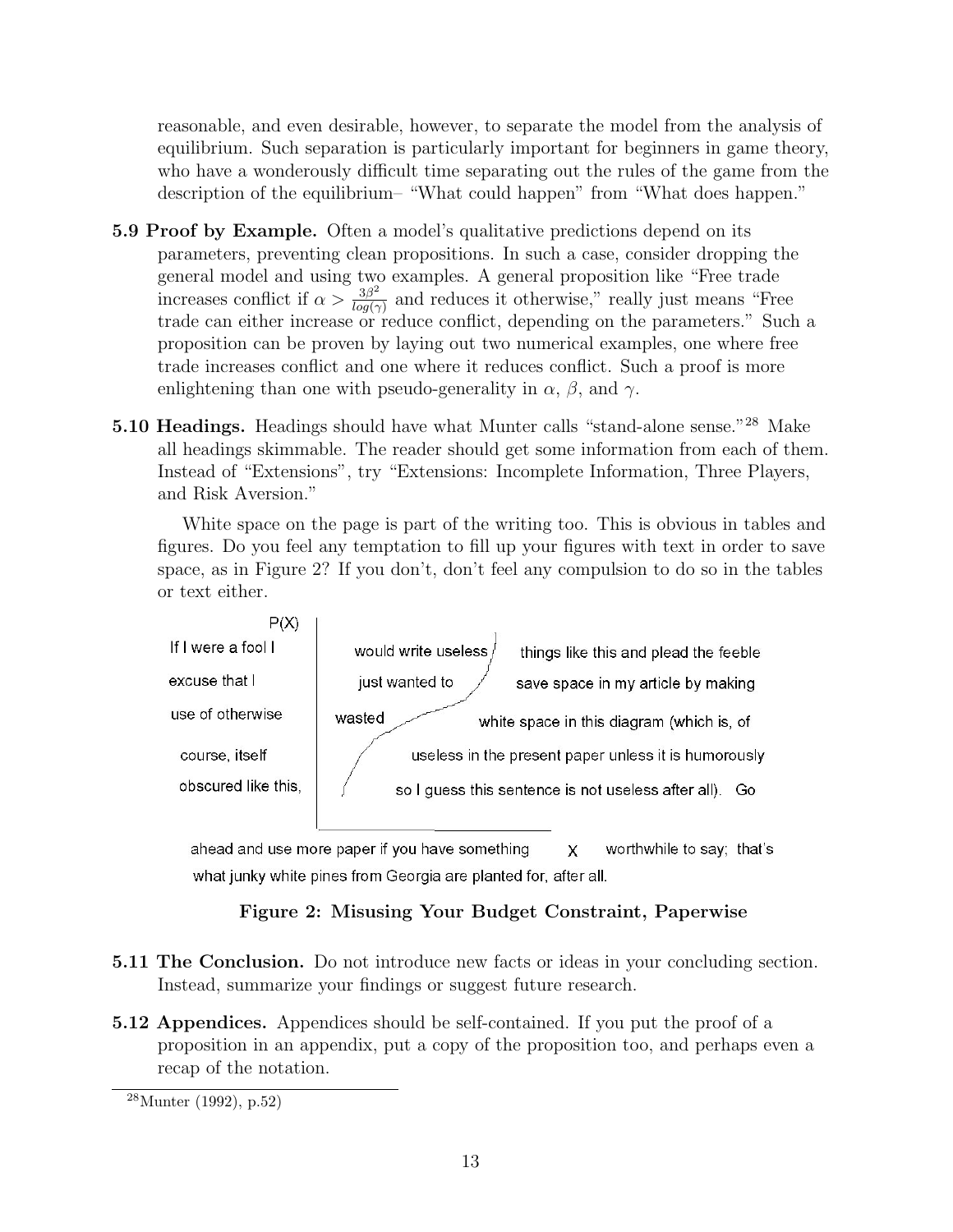reasonable, and even desirable, however, to separate the model from the analysis of equilibrium. Such separation is particularly important for beginners in game theory, who have a wonderously difficult time separating out the rules of the game from the description of the equilibrium– "What could happen" from "What does happen."

**5.9 Proof by Example.** Often a model's qualitative predictions depend on its parameters, preventing clean propositions. In such a case, consider dropping the general model and using two examples. A general proposition like "Free trade increases conflict if $\alpha > \frac{3\beta^2}{log(\gamma)}$ and reduces it otherwise," really just means "Free trade can either increase or reduce conflict, depending on the parameters." Such a proposition can be proven by laying out two numerical examples, one where free trade increases conflict and one where it reduces conflict. Such a proof is more enlightening than one with pseudo-generality in $\alpha$, $\beta$, and $\gamma$.

**5.10 Headings.** Headings should have what Munter calls "stand-alone sense."[28] Make all headings skimmable. The reader should get some information from each of them. Instead of "Extensions", try "Extensions: Incomplete Information, Three Players, and Risk Aversion."

White space on the page is part of the writing too. This is obvious in tables and figures. Do you feel any temptation to fill up your figures with text in order to save space, as in Figure 2? If you don't, don't feel any compulsion to do so in the tables or text either.

P(X)

If I were a fool I would write useless things like this and plead the feeble excuse that I just wanted to save space in my article by making use of otherwise wasted white space in this diagram (which is, of course, itself useless in the present paper unless it is humorously obscured like this, so I guess this sentence is not useless after all). Go ahead and use more paper if you have something X worthwhile to say; that's what junky white pines from Georgia are planted for, after all.

**Figure 2: Misusing Your Budget Constraint, Paperwise**

**5.11 The Conclusion.** Do not introduce new facts or ideas in your concluding section. Instead, summarize your findings or suggest future research.

**5.12 Appendices.** Appendices should be self-contained. If you put the proof of a proposition in an appendix, put a copy of the proposition too, and perhaps even a recap of the notation.

[28] Munter (1992), p.52)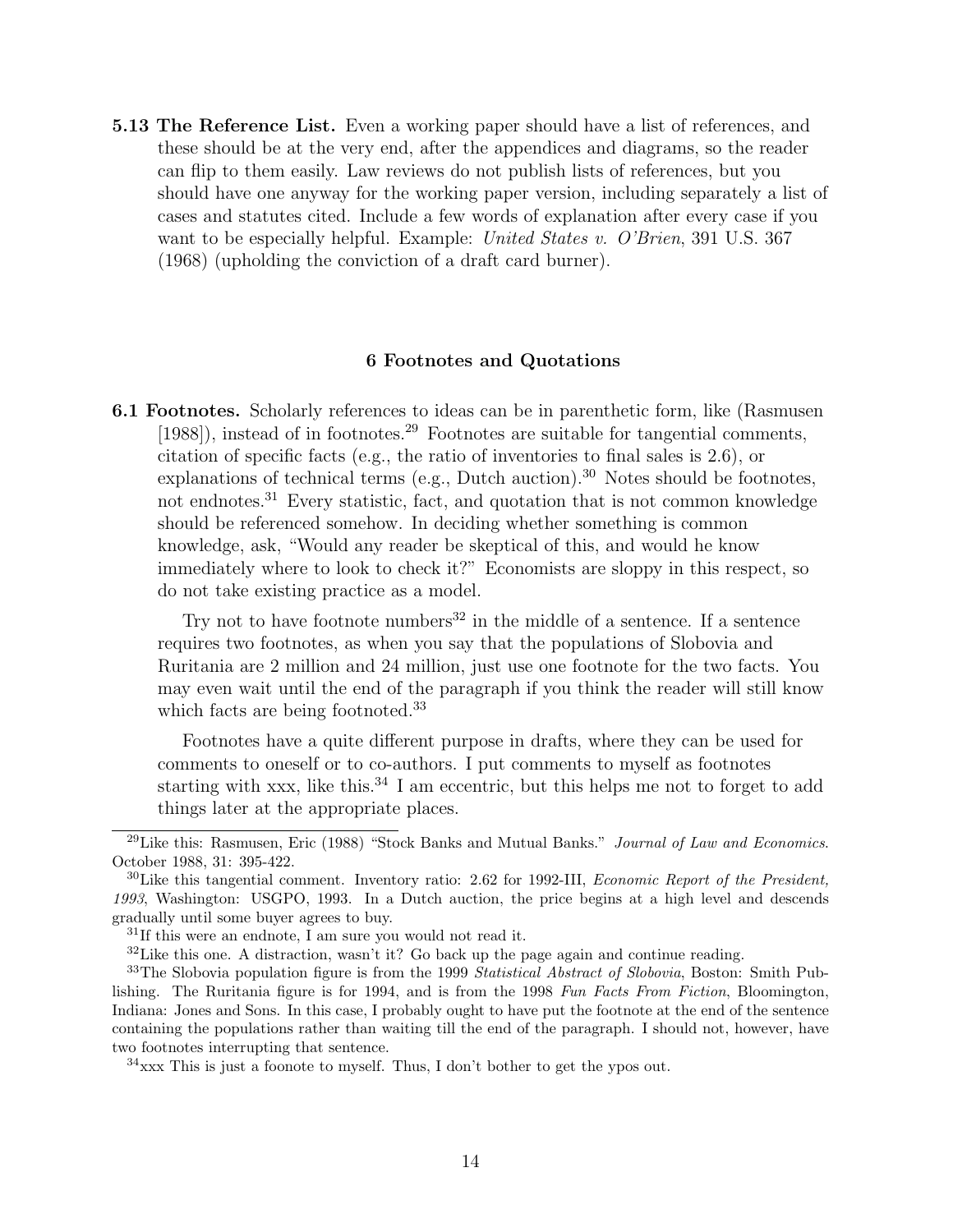**5.13 The Reference List.** Even a working paper should have a list of references, and these should be at the very end, after the appendices and diagrams, so the reader can flip to them easily. Law reviews do not publish lists of references, but you should have one anyway for the working paper version, including separately a list of cases and statutes cited. Include a few words of explanation after every case if you want to be especially helpful. Example: *United States v. O'Brien*, 391 U.S. 367 (1968) (upholding the conviction of a draft card burner).

## 6 Footnotes and Quotations

**6.1 Footnotes.** Scholarly references to ideas can be in parenthetic form, like (Rasmusen [1988]), instead of in footnotes.[29] Footnotes are suitable for tangential comments, citation of specific facts (e.g., the ratio of inventories to final sales is 2.6), or explanations of technical terms (e.g., Dutch auction).[30] Notes should be footnotes, not endnotes.[31] Every statistic, fact, and quotation that is not common knowledge should be referenced somehow. In deciding whether something is common knowledge, ask, "Would any reader be skeptical of this, and would he know immediately where to look to check it?" Economists are sloppy in this respect, so do not take existing practice as a model.

Try not to have footnote numbers[32] in the middle of a sentence. If a sentence requires two footnotes, as when you say that the populations of Slobovia and Ruritania are 2 million and 24 million, just use one footnote for the two facts. You may even wait until the end of the paragraph if you think the reader will still know which facts are being footnoted.[33]

Footnotes have a quite different purpose in drafts, where they can be used for comments to oneself or to co-authors. I put comments to myself as footnotes starting with xxx, like this.[34] I am eccentric, but this helps me not to forget to add things later at the appropriate places.

---

[29] Like this: Rasmusen, Eric (1988) "Stock Banks and Mutual Banks." *Journal of Law and Economics*. October 1988, 31: 395-422.

[30] Like this tangential comment. Inventory ratio: 2.62 for 1992-III, *Economic Report of the President, 1993*, Washington: USGPO, 1993. In a Dutch auction, the price begins at a high level and descends gradually until some buyer agrees to buy.

[31] If this were an endnote, I am sure you would not read it.

[32] Like this one. A distraction, wasn't it? Go back up the page again and continue reading.

[33] The Slobovia population figure is from the 1999 *Statistical Abstract of Slobovia*, Boston: Smith Publishing. The Ruritania figure is for 1994, and is from the 1998 *Fun Facts From Fiction*, Bloomington, Indiana: Jones and Sons. In this case, I probably ought to have put the footnote at the end of the sentence containing the populations rather than waiting till the end of the paragraph. I should not, however, have two footnotes interrupting that sentence.

[34] xxx This is just a foonote to myself. Thus, I don't bother to get the ypos out.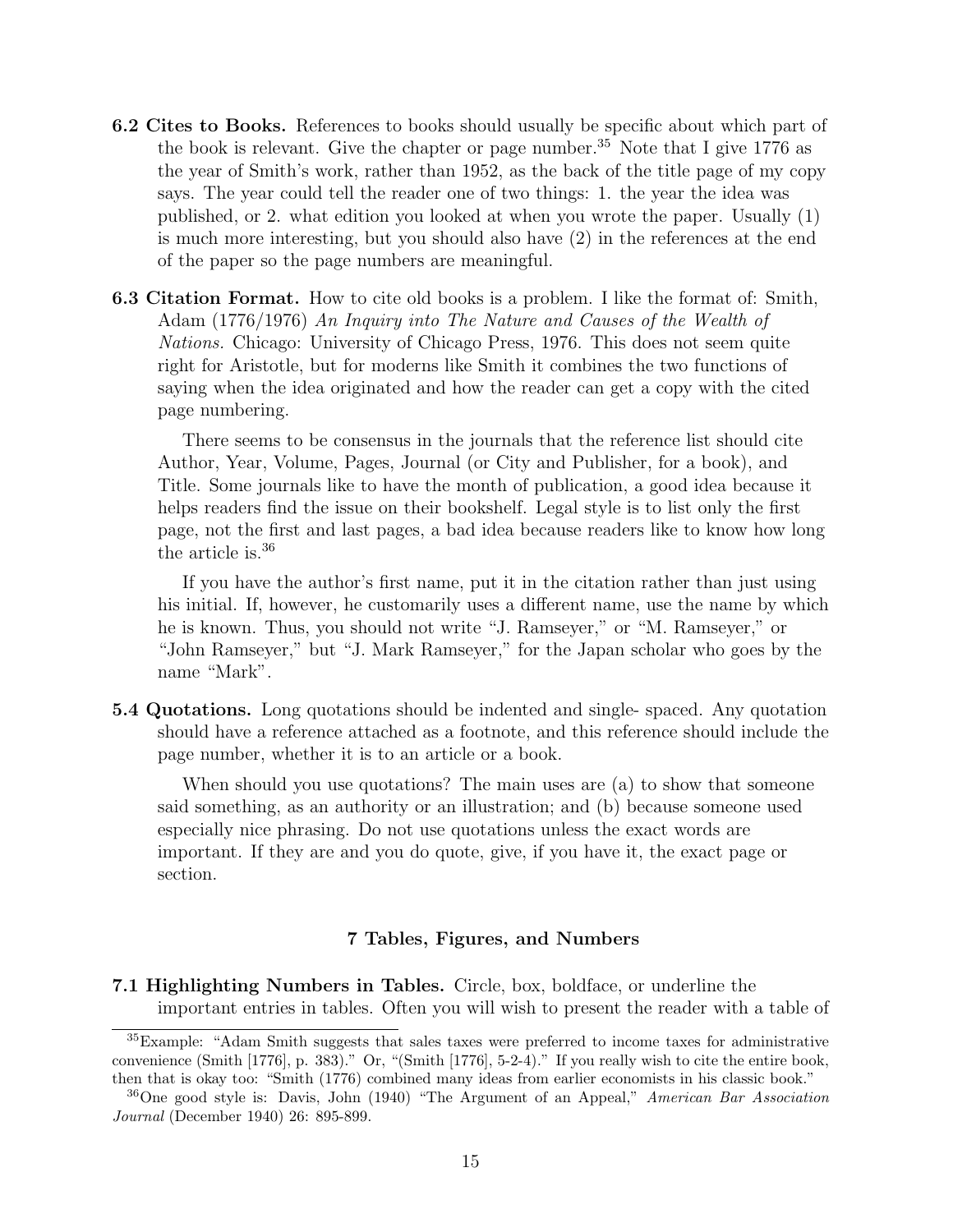**6.2 Cites to Books.** References to books should usually be specific about which part of the book is relevant. Give the chapter or page number.[35] Note that I give 1776 as the year of Smith's work, rather than 1952, as the back of the title page of my copy says. The year could tell the reader one of two things: 1. the year the idea was published, or 2. what edition you looked at when you wrote the paper. Usually (1) is much more interesting, but you should also have (2) in the references at the end of the paper so the page numbers are meaningful.

**6.3 Citation Format.** How to cite old books is a problem. I like the format of: Smith, Adam (1776/1976) *An Inquiry into The Nature and Causes of the Wealth of Nations.* Chicago: University of Chicago Press, 1976. This does not seem quite right for Aristotle, but for moderns like Smith it combines the two functions of saying when the idea originated and how the reader can get a copy with the cited page numbering.

There seems to be consensus in the journals that the reference list should cite Author, Year, Volume, Pages, Journal (or City and Publisher, for a book), and Title. Some journals like to have the month of publication, a good idea because it helps readers find the issue on their bookshelf. Legal style is to list only the first page, not the first and last pages, a bad idea because readers like to know how long the article is.[36]

If you have the author's first name, put it in the citation rather than just using his initial. If, however, he customarily uses a different name, use the name by which he is known. Thus, you should not write "J. Ramseyer," or "M. Ramseyer," or "John Ramseyer," but "J. Mark Ramseyer," for the Japan scholar who goes by the name "Mark".

**5.4 Quotations.** Long quotations should be indented and single- spaced. Any quotation should have a reference attached as a footnote, and this reference should include the page number, whether it is to an article or a book.

When should you use quotations? The main uses are (a) to show that someone said something, as an authority or an illustration; and (b) because someone used especially nice phrasing. Do not use quotations unless the exact words are important. If they are and you do quote, give, if you have it, the exact page or section.

## 7 Tables, Figures, and Numbers

**7.1 Highlighting Numbers in Tables.** Circle, box, boldface, or underline the important entries in tables. Often you will wish to present the reader with a table of

---

[35] Example: "Adam Smith suggests that sales taxes were preferred to income taxes for administrative convenience (Smith [1776], p. 383)." Or, "(Smith [1776], 5-2-4)." If you really wish to cite the entire book, then that is okay too: "Smith (1776) combined many ideas from earlier economists in his classic book."

[36] One good style is: Davis, John (1940) "The Argument of an Appeal," *American Bar Association Journal* (December 1940) 26: 895-899.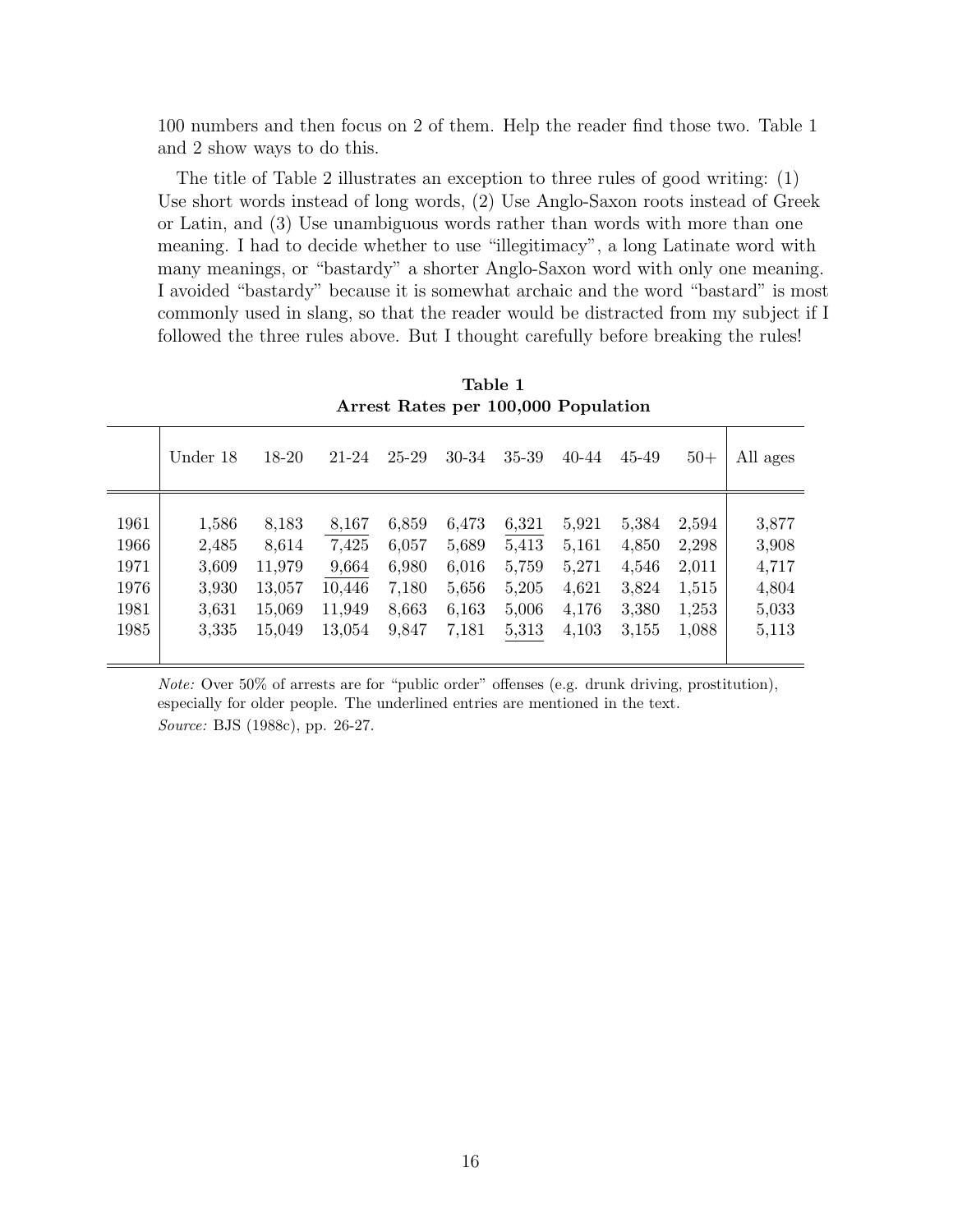100 numbers and then focus on 2 of them. Help the reader find those two. Table 1 and 2 show ways to do this.

The title of Table 2 illustrates an exception to three rules of good writing: (1) Use short words instead of long words, (2) Use Anglo-Saxon roots instead of Greek or Latin, and (3) Use unambiguous words rather than words with more than one meaning. I had to decide whether to use "illegitimacy", a long Latinate word with many meanings, or "bastardy" a shorter Anglo-Saxon word with only one meaning. I avoided "bastardy" because it is somewhat archaic and the word "bastard" is most commonly used in slang, so that the reader would be distracted from my subject if I followed the three rules above. But I thought carefully before breaking the rules!

**Table 1**
**Arrest Rates per 100,000 Population**

| | Under 18 | 18-20 | 21-24 | 25-29 | 30-34 | 35-39 | 40-44 | 45-49 | 50+ | All ages |
|---|---|---|---|---|---|---|---|---|---|---|
| 1961 | 1,586 | 8,183 | <u>8,167</u> | 6,859 | 6,473 | <u>6,321</u> | 5,921 | 5,384 | 2,594 | 3,877 |
| 1966 | 2,485 | 8,614 | <u>7,425</u> | 6,057 | 5,689 | 5,413 | 5,161 | 4,850 | 2,298 | 3,908 |
| 1971 | 3,609 | 11,979 | <u>9,664</u> | 6,980 | 6,016 | 5,759 | 5,271 | 4,546 | 2,011 | 4,717 |
| 1976 | 3,930 | 13,057 | <u>10,446</u> | 7,180 | 5,656 | 5,205 | 4,621 | 3,824 | 1,515 | 4,804 |
| 1981 | 3,631 | 15,069 | 11,949 | 8,663 | 6,163 | 5,006 | 4,176 | 3,380 | 1,253 | 5,033 |
| 1985 | 3,335 | 15,049 | 13,054 | 9,847 | 7,181 | <u>5,313</u> | 4,103 | 3,155 | 1,088 | 5,113 |

*Note:* Over 50% of arrests are for "public order" offenses (e.g. drunk driving, prostitution), especially for older people. The underlined entries are mentioned in the text.
*Source:* BJS (1988c), pp. 26-27.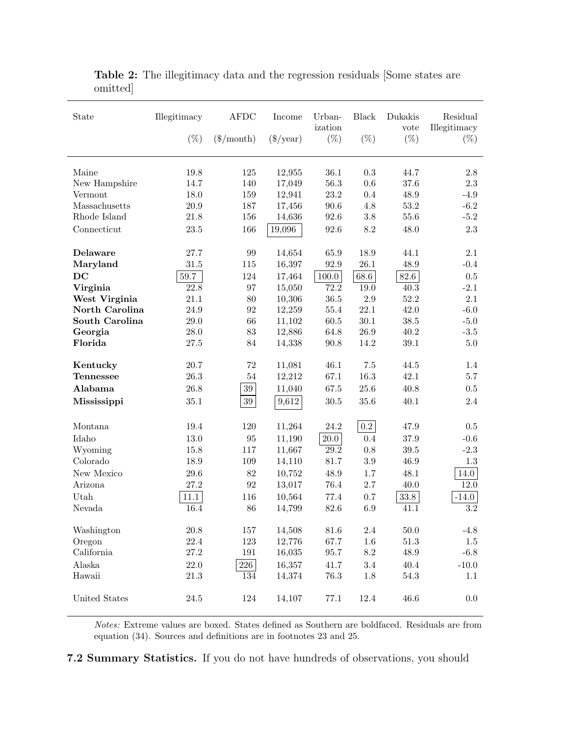**Table 2:** The illegitimacy data and the regression residuals [Some states are omitted]

| State | Illegitimacy (%) | AFDC ($/month) | Income ($/year) | Urbanization (%) | Black (%) | Dukakis vote (%) | Residual Illegitimacy (%) |
|---|---|---|---|---|---|---|---|
| Maine | 19.8 | 125 | 12,955 | 36.1 | 0.3 | 44.7 | 2.8 |
| New Hampshire | 14.7 | 140 | 17,049 | 56.3 | 0.6 | 37.6 | 2.3 |
| Vermont | 18.0 | 159 | 12,941 | 23.2 | 0.4 | 48.9 | -4.9 |
| Massachusetts | 20.9 | 187 | 17,456 | 90.6 | 4.8 | 53.2 | -6.2 |
| Rhode Island | 21.8 | 156 | 14,636 | 92.6 | 3.8 | 55.6 | -5.2 |
| Connecticut | 23.5 | 166 | 19,096 | 92.6 | 8.2 | 48.0 | 2.3 |
| **Delaware** | 27.7 | 99 | 14,654 | 65.9 | 18.9 | 44.1 | 2.1 |
| **Maryland** | 31.5 | 115 | 16,397 | 92.9 | 26.1 | 48.9 | -0.4 |
| **DC** | 59.7 | 124 | 17,464 | 100.0 | 68.6 | 82.6 | 0.5 |
| **Virginia** | 22.8 | 97 | 15,050 | 72.2 | 19.0 | 40.3 | -2.1 |
| **West Virginia** | 21.1 | 80 | 10,306 | 36.5 | 2.9 | 52.2 | 2.1 |
| **North Carolina** | 24.9 | 92 | 12,259 | 55.4 | 22.1 | 42.0 | -6.0 |
| **South Carolina** | 29.0 | 66 | 11,102 | 60.5 | 30.1 | 38.5 | -5.0 |
| **Georgia** | 28.0 | 83 | 12,886 | 64.8 | 26.9 | 40.2 | -3.5 |
| **Florida** | 27.5 | 84 | 14,338 | 90.8 | 14.2 | 39.1 | 5.0 |
| **Kentucky** | 20.7 | 72 | 11,081 | 46.1 | 7.5 | 44.5 | 1.4 |
| **Tennessee** | 26.3 | 54 | 12,212 | 67.1 | 16.3 | 42.1 | 5.7 |
| **Alabama** | 26.8 | 39 | 11,040 | 67.5 | 25.6 | 40.8 | 0.5 |
| **Mississippi** | 35.1 | 39 | 9,612 | 30.5 | 35.6 | 40.1 | 2.4 |
| Montana | 19.4 | 120 | 11,264 | 24.2 | 0.2 | 47.9 | 0.5 |
| Idaho | 13.0 | 95 | 11,190 | 20.0 | 0.4 | 37.9 | -0.6 |
| Wyoming | 15.8 | 117 | 11,667 | 29.2 | 0.8 | 39.5 | -2.3 |
| Colorado | 18.9 | 109 | 14,110 | 81.7 | 3.9 | 46.9 | 1.3 |
| New Mexico | 29.6 | 82 | 10,752 | 48.9 | 1.7 | 48.1 | 14.0 |
| Arizona | 27.2 | 92 | 13,017 | 76.4 | 2.7 | 40.0 | 12.0 |
| Utah | 11.1 | 116 | 10,564 | 77.4 | 0.7 | 33.8 | -14.0 |
| Nevada | 16.4 | 86 | 14,799 | 82.6 | 6.9 | 41.1 | 3.2 |
| Washington | 20.8 | 157 | 14,508 | 81.6 | 2.4 | 50.0 | -4.8 |
| Oregon | 22.4 | 123 | 12,776 | 67.7 | 1.6 | 51.3 | 1.5 |
| California | 27.2 | 191 | 16,035 | 95.7 | 8.2 | 48.9 | -6.8 |
| Alaska | 22.0 | 226 | 16,357 | 41.7 | 3.4 | 40.4 | -10.0 |
| Hawaii | 21.3 | 134 | 14,374 | 76.3 | 1.8 | 54.3 | 1.1 |
| United States | 24.5 | 124 | 14,107 | 77.1 | 12.4 | 46.6 | 0.0 |

*Notes:* Extreme values are boxed. States defined as Southern are boldfaced. Residuals are from equation (34). Sources and definitions are in footnotes 23 and 25.

**7.2 Summary Statistics.** If you do not have hundreds of observations, you should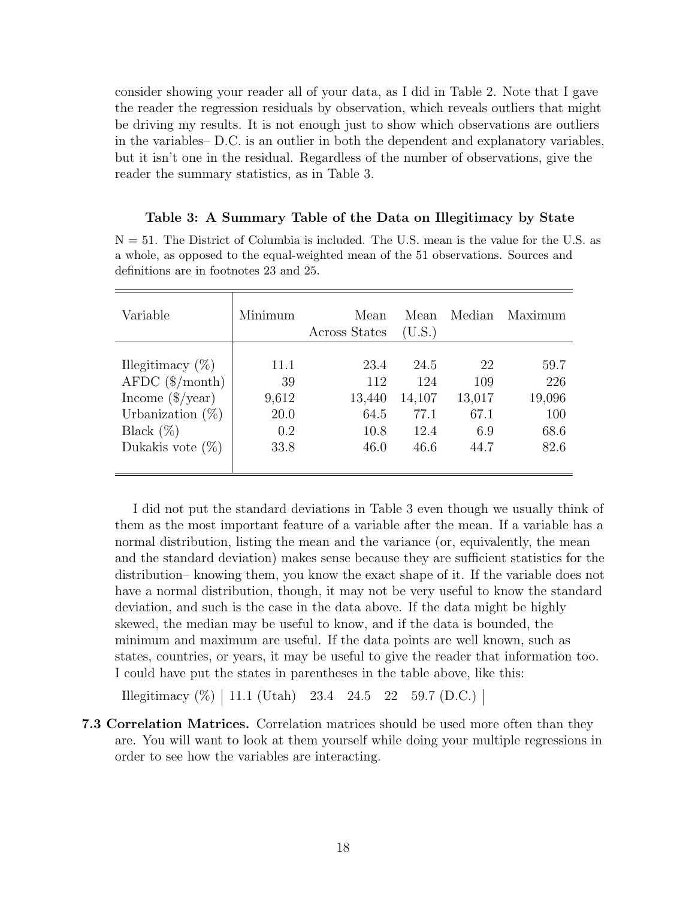consider showing your reader all of your data, as I did in Table 2. Note that I gave the reader the regression residuals by observation, which reveals outliers that might be driving my results. It is not enough just to show which observations are outliers in the variables– D.C. is an outlier in both the dependent and explanatory variables, but it isn't one in the residual. Regardless of the number of observations, give the reader the summary statistics, as in Table 3.

**Table 3: A Summary Table of the Data on Illegitimacy by State**

N = 51. The District of Columbia is included. The U.S. mean is the value for the U.S. as a whole, as opposed to the equal-weighted mean of the 51 observations. Sources and definitions are in footnotes 23 and 25.

| Variable | Minimum | Mean Across States | Mean (U.S.) | Median | Maximum |
|---|---|---|---|---|---|
| Illegitimacy (%) | 11.1 | 23.4 | 24.5 | 22 | 59.7 |
| AFDC ($/month) | 39 | 112 | 124 | 109 | 226 |
| Income ($/year) | 9,612 | 13,440 | 14,107 | 13,017 | 19,096 |
| Urbanization (%) | 20.0 | 64.5 | 77.1 | 67.1 | 100 |
| Black (%) | 0.2 | 10.8 | 12.4 | 6.9 | 68.6 |
| Dukakis vote (%) | 33.8 | 46.0 | 46.6 | 44.7 | 82.6 |

I did not put the standard deviations in Table 3 even though we usually think of them as the most important feature of a variable after the mean. If a variable has a normal distribution, listing the mean and the variance (or, equivalently, the mean and the standard deviation) makes sense because they are sufficient statistics for the distribution– knowing them, you know the exact shape of it. If the variable does not have a normal distribution, though, it may not be very useful to know the standard deviation, and such is the case in the data above. If the data might be highly skewed, the median may be useful to know, and if the data is bounded, the minimum and maximum are useful. If the data points are well known, such as states, countries, or years, it may be useful to give the reader that information too. I could have put the states in parentheses in the table above, like this:

Illegitimacy (%) | 11.1 (Utah) 23.4 24.5 22 59.7 (D.C.) |

**7.3 Correlation Matrices.** Correlation matrices should be used more often than they are. You will want to look at them yourself while doing your multiple regressions in order to see how the variables are interacting.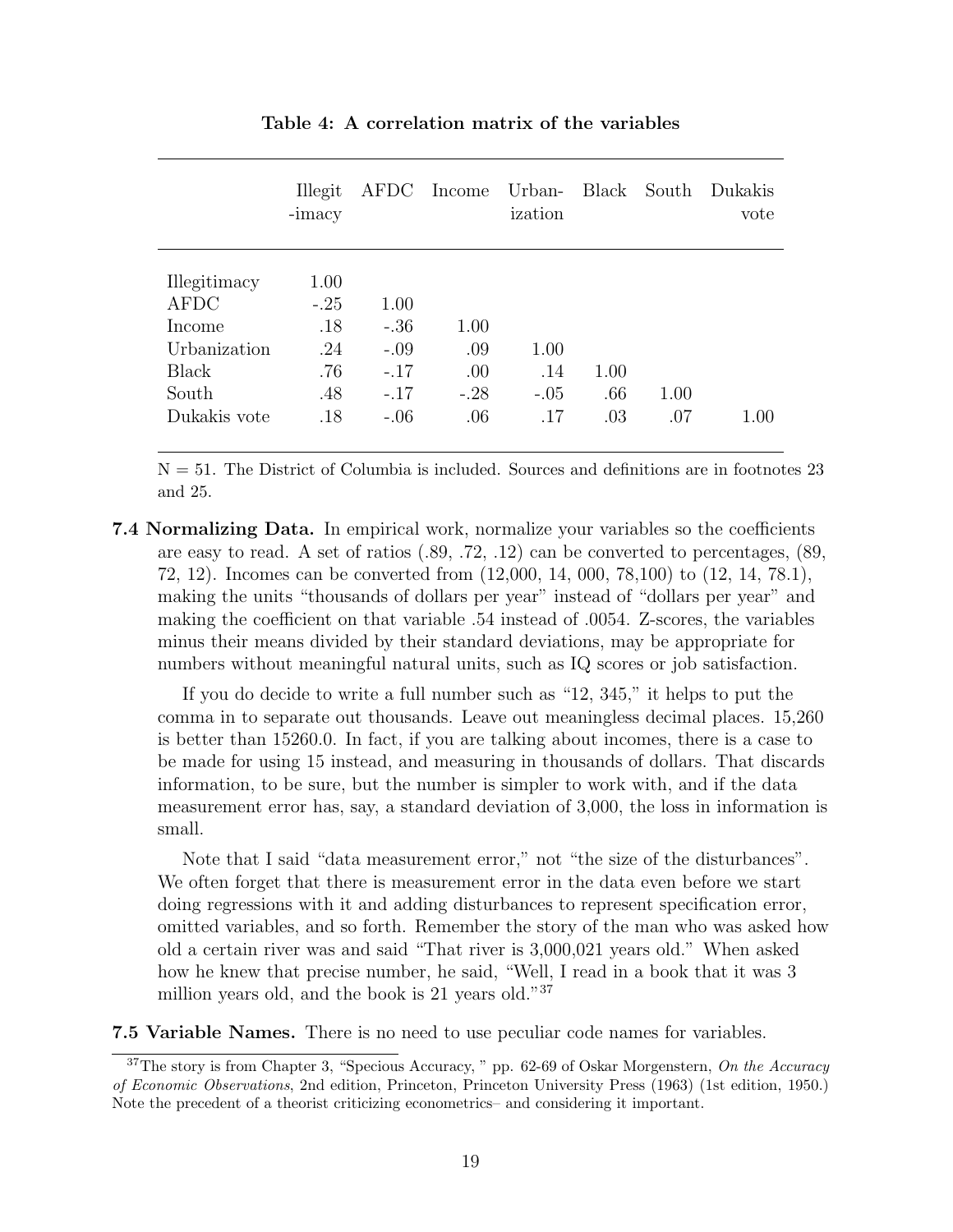**Table 4: A correlation matrix of the variables**

| | Illegit-imacy | AFDC | Income | Urban-ization | Black | South | Dukakis vote |
|---|---|---|---|---|---|---|---|
| Illegitimacy | 1.00 | | | | | | |
| AFDC | -.25 | 1.00 | | | | | |
| Income | .18 | -.36 | 1.00 | | | | |
| Urbanization | .24 | -.09 | .09 | 1.00 | | | |
| Black | .76 | -.17 | .00 | .14 | 1.00 | | |
| South | .48 | -.17 | -.28 | -.05 | .66 | 1.00 | |
| Dukakis vote | .18 | -.06 | .06 | .17 | .03 | .07 | 1.00 |

N = 51. The District of Columbia is included. Sources and definitions are in footnotes 23 and 25.

**7.4 Normalizing Data.** In empirical work, normalize your variables so the coefficients are easy to read. A set of ratios (.89, .72, .12) can be converted to percentages, (89, 72, 12). Incomes can be converted from (12,000, 14, 000, 78,100) to (12, 14, 78.1), making the units "thousands of dollars per year" instead of "dollars per year" and making the coefficient on that variable .54 instead of .0054. Z-scores, the variables minus their means divided by their standard deviations, may be appropriate for numbers without meaningful natural units, such as IQ scores or job satisfaction.

If you do decide to write a full number such as "12, 345," it helps to put the comma in to separate out thousands. Leave out meaningless decimal places. 15,260 is better than 15260.0. In fact, if you are talking about incomes, there is a case to be made for using 15 instead, and measuring in thousands of dollars. That discards information, to be sure, but the number is simpler to work with, and if the data measurement error has, say, a standard deviation of 3,000, the loss in information is small.

Note that I said "data measurement error," not "the size of the disturbances". We often forget that there is measurement error in the data even before we start doing regressions with it and adding disturbances to represent specification error, omitted variables, and so forth. Remember the story of the man who was asked how old a certain river was and said "That river is 3,000,021 years old." When asked how he knew that precise number, he said, "Well, I read in a book that it was 3 million years old, and the book is 21 years old."[37]

**7.5 Variable Names.** There is no need to use peculiar code names for variables.

[37]The story is from Chapter 3, "Specious Accuracy, " pp. 62-69 of Oskar Morgenstern, *On the Accuracy of Economic Observations*, 2nd edition, Princeton, Princeton University Press (1963) (1st edition, 1950.) Note the precedent of a theorist criticizing econometrics– and considering it important.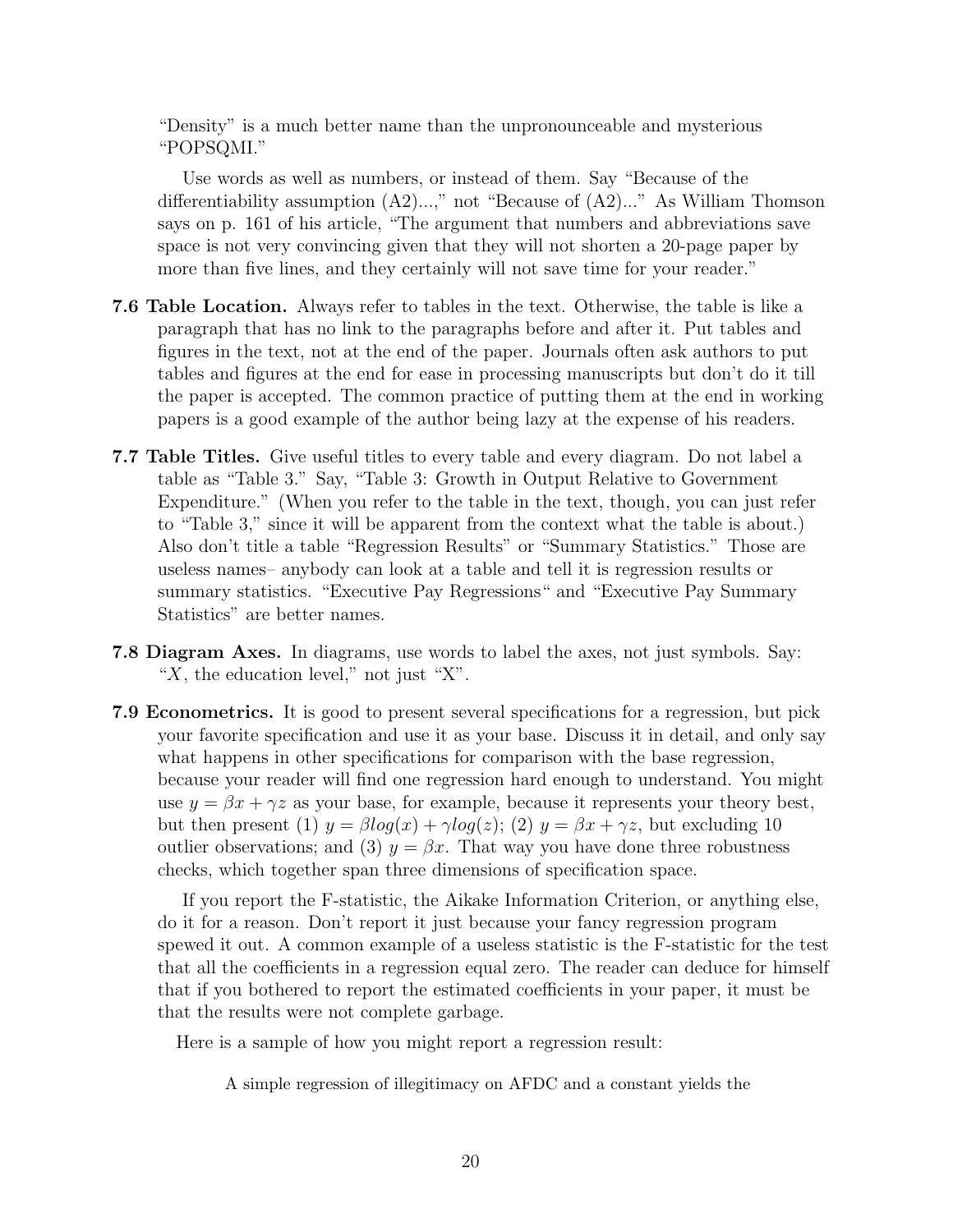"Density" is a much better name than the unpronounceable and mysterious "POPSQMI."

Use words as well as numbers, or instead of them. Say "Because of the differentiability assumption (A2)...," not "Because of (A2)..." As William Thomson says on p. 161 of his article, "The argument that numbers and abbreviations save space is not very convincing given that they will not shorten a 20-page paper by more than five lines, and they certainly will not save time for your reader."

**7.6 Table Location.** Always refer to tables in the text. Otherwise, the table is like a paragraph that has no link to the paragraphs before and after it. Put tables and figures in the text, not at the end of the paper. Journals often ask authors to put tables and figures at the end for ease in processing manuscripts but don't do it till the paper is accepted. The common practice of putting them at the end in working papers is a good example of the author being lazy at the expense of his readers.

**7.7 Table Titles.** Give useful titles to every table and every diagram. Do not label a table as "Table 3." Say, "Table 3: Growth in Output Relative to Government Expenditure." (When you refer to the table in the text, though, you can just refer to "Table 3," since it will be apparent from the context what the table is about.) Also don't title a table "Regression Results" or "Summary Statistics." Those are useless names– anybody can look at a table and tell it is regression results or summary statistics. "Executive Pay Regressions" and "Executive Pay Summary Statistics" are better names.

**7.8 Diagram Axes.** In diagrams, use words to label the axes, not just symbols. Say: "$X$, the education level," not just "X".

**7.9 Econometrics.** It is good to present several specifications for a regression, but pick your favorite specification and use it as your base. Discuss it in detail, and only say what happens in other specifications for comparison with the base regression, because your reader will find one regression hard enough to understand. You might use $y = \beta x + \gamma z$ as your base, for example, because it represents your theory best, but then present (1) $y = \beta log(x) + \gamma log(z)$; (2) $y = \beta x + \gamma z$, but excluding 10 outlier observations; and (3) $y = \beta x$. That way you have done three robustness checks, which together span three dimensions of specification space.

If you report the F-statistic, the Aikake Information Criterion, or anything else, do it for a reason. Don't report it just because your fancy regression program spewed it out. A common example of a useless statistic is the F-statistic for the test that all the coefficients in a regression equal zero. The reader can deduce for himself that if you bothered to report the estimated coefficients in your paper, it must be that the results were not complete garbage.

Here is a sample of how you might report a regression result:

> A simple regression of illegitimacy on AFDC and a constant yields the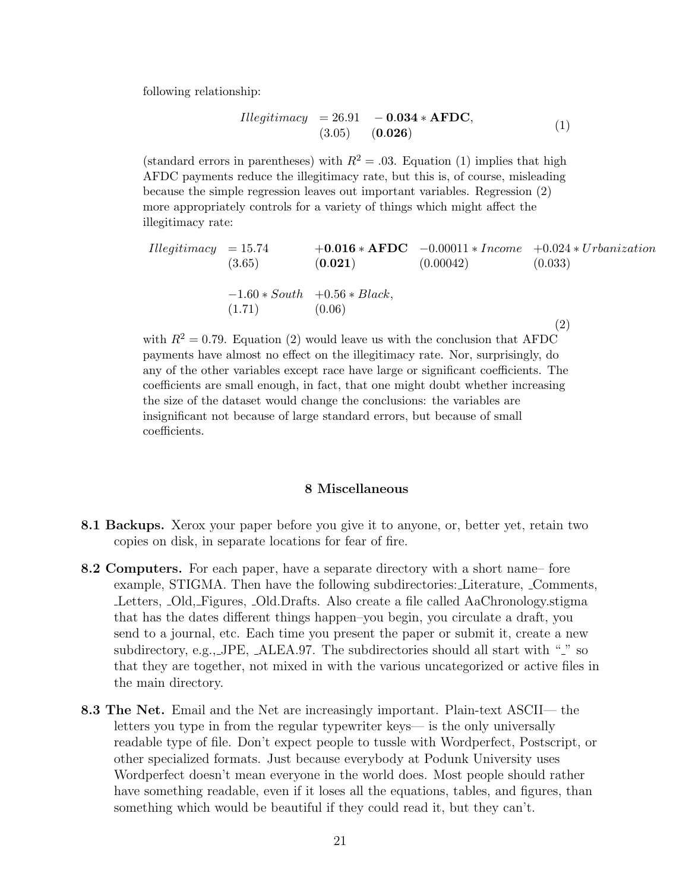following relationship:

$$\begin{array}{lll} Illegitimacy & = 26.91 & - \mathbf{0.034} * \mathbf{AFDC}, \\ & (3.05) & (\mathbf{0.026}) \end{array} \tag{1}$$

(standard errors in parentheses) with $R^2 = .03$. Equation (1) implies that high AFDC payments reduce the illegitimacy rate, but this is, of course, misleading because the simple regression leaves out important variables. Regression (2) more appropriately controls for a variety of things which might affect the illegitimacy rate:

$$\begin{array}{lllll} Illegitimacy & = 15.74 & + \mathbf{0.016} * \mathbf{AFDC} & -0.00011 * Income & +0.024 * Urbanization \\ & (3.65) & (\mathbf{0.021}) & (0.00042) & (0.033) \\ & & & & \\ & -1.60 * South & +0.56 * Black, & & \\ & (1.71) & (0.06) & & \end{array} \tag{2}$$

with $R^2 = 0.79$. Equation (2) would leave us with the conclusion that AFDC payments have almost no effect on the illegitimacy rate. Nor, surprisingly, do any of the other variables except race have large or significant coefficients. The coefficients are small enough, in fact, that one might doubt whether increasing the size of the dataset would change the conclusions: the variables are insignificant not because of large standard errors, but because of small coefficients.

## 8 Miscellaneous

**8.1 Backups.** Xerox your paper before you give it to anyone, or, better yet, retain two copies on disk, in separate locations for fear of fire.

**8.2 Computers.** For each paper, have a separate directory with a short name– fore example, STIGMA. Then have the following subdirectories: _Literature, _Comments, _Letters, _Old, _Figures, _Old.Drafts. Also create a file called AaChronology.stigma that has the dates different things happen–you begin, you circulate a draft, you send to a journal, etc. Each time you present the paper or submit it, create a new subdirectory, e.g., _JPE, _ALEA.97. The subdirectories should all start with "_" so that they are together, not mixed in with the various uncategorized or active files in the main directory.

**8.3 The Net.** Email and the Net are increasingly important. Plain-text ASCII— the letters you type in from the regular typewriter keys— is the only universally readable type of file. Don't expect people to tussle with Wordperfect, Postscript, or other specialized formats. Just because everybody at Podunk University uses Wordperfect doesn't mean everyone in the world does. Most people should rather have something readable, even if it loses all the equations, tables, and figures, than something which would be beautiful if they could read it, but they can't.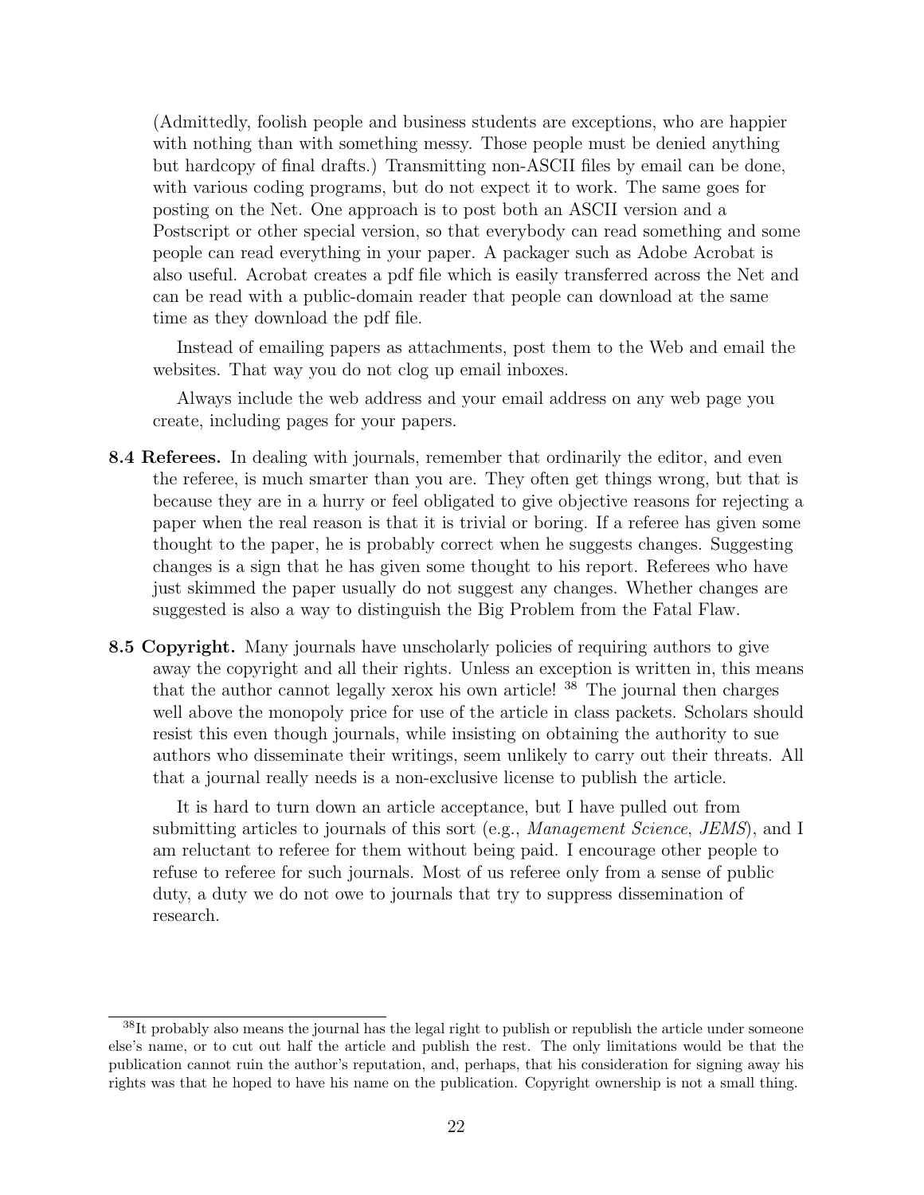(Admittedly, foolish people and business students are exceptions, who are happier with nothing than with something messy. Those people must be denied anything but hardcopy of final drafts.) Transmitting non-ASCII files by email can be done, with various coding programs, but do not expect it to work. The same goes for posting on the Net. One approach is to post both an ASCII version and a Postscript or other special version, so that everybody can read something and some people can read everything in your paper. A packager such as Adobe Acrobat is also useful. Acrobat creates a pdf file which is easily transferred across the Net and can be read with a public-domain reader that people can download at the same time as they download the pdf file.

Instead of emailing papers as attachments, post them to the Web and email the websites. That way you do not clog up email inboxes.

Always include the web address and your email address on any web page you create, including pages for your papers.

**8.4 Referees.** In dealing with journals, remember that ordinarily the editor, and even the referee, is much smarter than you are. They often get things wrong, but that is because they are in a hurry or feel obligated to give objective reasons for rejecting a paper when the real reason is that it is trivial or boring. If a referee has given some thought to the paper, he is probably correct when he suggests changes. Suggesting changes is a sign that he has given some thought to his report. Referees who have just skimmed the paper usually do not suggest any changes. Whether changes are suggested is also a way to distinguish the Big Problem from the Fatal Flaw.

**8.5 Copyright.** Many journals have unscholarly policies of requiring authors to give away the copyright and all their rights. Unless an exception is written in, this means that the author cannot legally xerox his own article! [38] The journal then charges well above the monopoly price for use of the article in class packets. Scholars should resist this even though journals, while insisting on obtaining the authority to sue authors who disseminate their writings, seem unlikely to carry out their threats. All that a journal really needs is a non-exclusive license to publish the article.

It is hard to turn down an article acceptance, but I have pulled out from submitting articles to journals of this sort (e.g., *Management Science*, *JEMS*), and I am reluctant to referee for them without being paid. I encourage other people to refuse to referee for such journals. Most of us referee only from a sense of public duty, a duty we do not owe to journals that try to suppress dissemination of research.

[38] It probably also means the journal has the legal right to publish or republish the article under someone else's name, or to cut out half the article and publish the rest. The only limitations would be that the publication cannot ruin the author's reputation, and, perhaps, that his consideration for signing away his rights was that he hoped to have his name on the publication. Copyright ownership is not a small thing.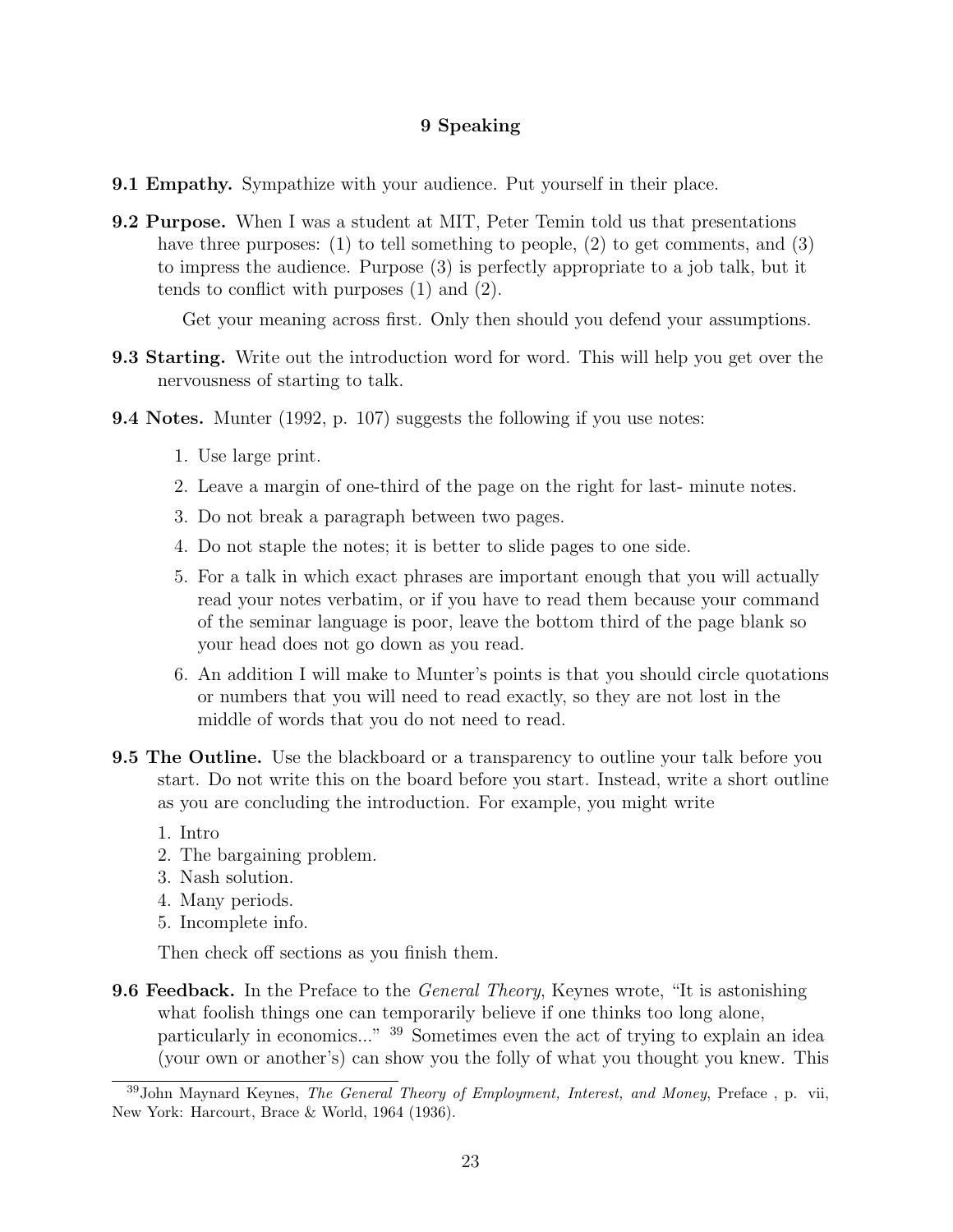## 9 Speaking

**9.1 Empathy.** Sympathize with your audience. Put yourself in their place.

**9.2 Purpose.** When I was a student at MIT, Peter Temin told us that presentations have three purposes: (1) to tell something to people, (2) to get comments, and (3) to impress the audience. Purpose (3) is perfectly appropriate to a job talk, but it tends to conflict with purposes (1) and (2).

Get your meaning across first. Only then should you defend your assumptions.

**9.3 Starting.** Write out the introduction word for word. This will help you get over the nervousness of starting to talk.

**9.4 Notes.** Munter (1992, p. 107) suggests the following if you use notes:

1. Use large print.
2. Leave a margin of one-third of the page on the right for last- minute notes.
3. Do not break a paragraph between two pages.
4. Do not staple the notes; it is better to slide pages to one side.
5. For a talk in which exact phrases are important enough that you will actually read your notes verbatim, or if you have to read them because your command of the seminar language is poor, leave the bottom third of the page blank so your head does not go down as you read.
6. An addition I will make to Munter's points is that you should circle quotations or numbers that you will need to read exactly, so they are not lost in the middle of words that you do not need to read.

**9.5 The Outline.** Use the blackboard or a transparency to outline your talk before you start. Do not write this on the board before you start. Instead, write a short outline as you are concluding the introduction. For example, you might write

1. Intro
2. The bargaining problem.
3. Nash solution.
4. Many periods.
5. Incomplete info.

Then check off sections as you finish them.

**9.6 Feedback.** In the Preface to the *General Theory*, Keynes wrote, "It is astonishing what foolish things one can temporarily believe if one thinks too long alone, particularly in economics..." [39] Sometimes even the act of trying to explain an idea (your own or another's) can show you the folly of what you thought you knew. This

[39] John Maynard Keynes, *The General Theory of Employment, Interest, and Money*, Preface , p. vii, New York: Harcourt, Brace & World, 1964 (1936).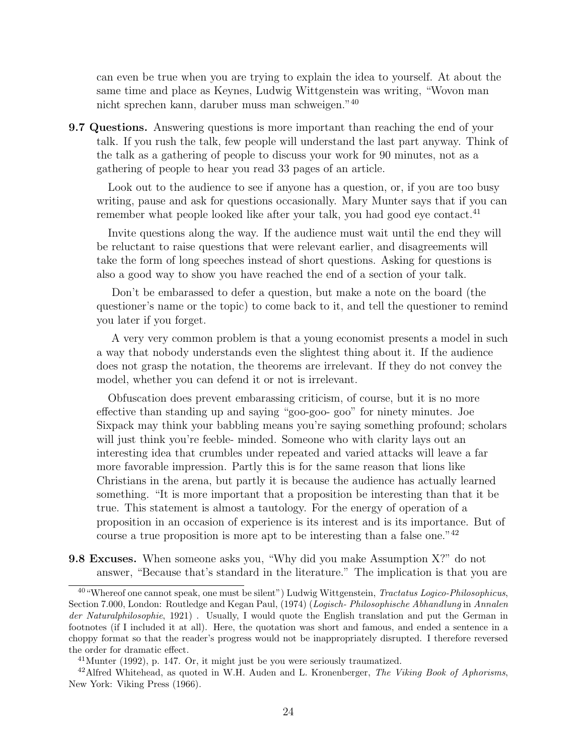can even be true when you are trying to explain the idea to yourself. At about the same time and place as Keynes, Ludwig Wittgenstein was writing, "Wovon man nicht sprechen kann, daruber muss man schweigen."[40]

**9.7 Questions.** Answering questions is more important than reaching the end of your talk. If you rush the talk, few people will understand the last part anyway. Think of the talk as a gathering of people to discuss your work for 90 minutes, not as a gathering of people to hear you read 33 pages of an article.

Look out to the audience to see if anyone has a question, or, if you are too busy writing, pause and ask for questions occasionally. Mary Munter says that if you can remember what people looked like after your talk, you had good eye contact.[41]

Invite questions along the way. If the audience must wait until the end they will be reluctant to raise questions that were relevant earlier, and disagreements will take the form of long speeches instead of short questions. Asking for questions is also a good way to show you have reached the end of a section of your talk.

Don't be embarassed to defer a question, but make a note on the board (the questioner's name or the topic) to come back to it, and tell the questioner to remind you later if you forget.

A very very common problem is that a young economist presents a model in such a way that nobody understands even the slightest thing about it. If the audience does not grasp the notation, the theorems are irrelevant. If they do not convey the model, whether you can defend it or not is irrelevant.

Obfuscation does prevent embarassing criticism, of course, but it is no more effective than standing up and saying "goo-goo- goo" for ninety minutes. Joe Sixpack may think your babbling means you're saying something profound; scholars will just think you're feeble- minded. Someone who with clarity lays out an interesting idea that crumbles under repeated and varied attacks will leave a far more favorable impression. Partly this is for the same reason that lions like Christians in the arena, but partly it is because the audience has actually learned something. "It is more important that a proposition be interesting than that it be true. This statement is almost a tautology. For the energy of operation of a proposition in an occasion of experience is its interest and is its importance. But of course a true proposition is more apt to be interesting than a false one."[42]

**9.8 Excuses.** When someone asks you, "Why did you make Assumption X?" do not answer, "Because that's standard in the literature." The implication is that you are

---

[40] "Whereof one cannot speak, one must be silent") Ludwig Wittgenstein, *Tractatus Logico-Philosophicus*, Section 7.000, London: Routledge and Kegan Paul, (1974) (*Logisch- Philosophische Abhandlung* in *Annalen der Naturalphilosophie*, 1921) . Usually, I would quote the English translation and put the German in footnotes (if I included it at all). Here, the quotation was short and famous, and ended a sentence in a choppy format so that the reader's progress would not be inappropriately disrupted. I therefore reversed the order for dramatic effect.

[41] Munter (1992), p. 147. Or, it might just be you were seriously traumatized.

[42] Alfred Whitehead, as quoted in W.H. Auden and L. Kronenberger, *The Viking Book of Aphorisms*, New York: Viking Press (1966).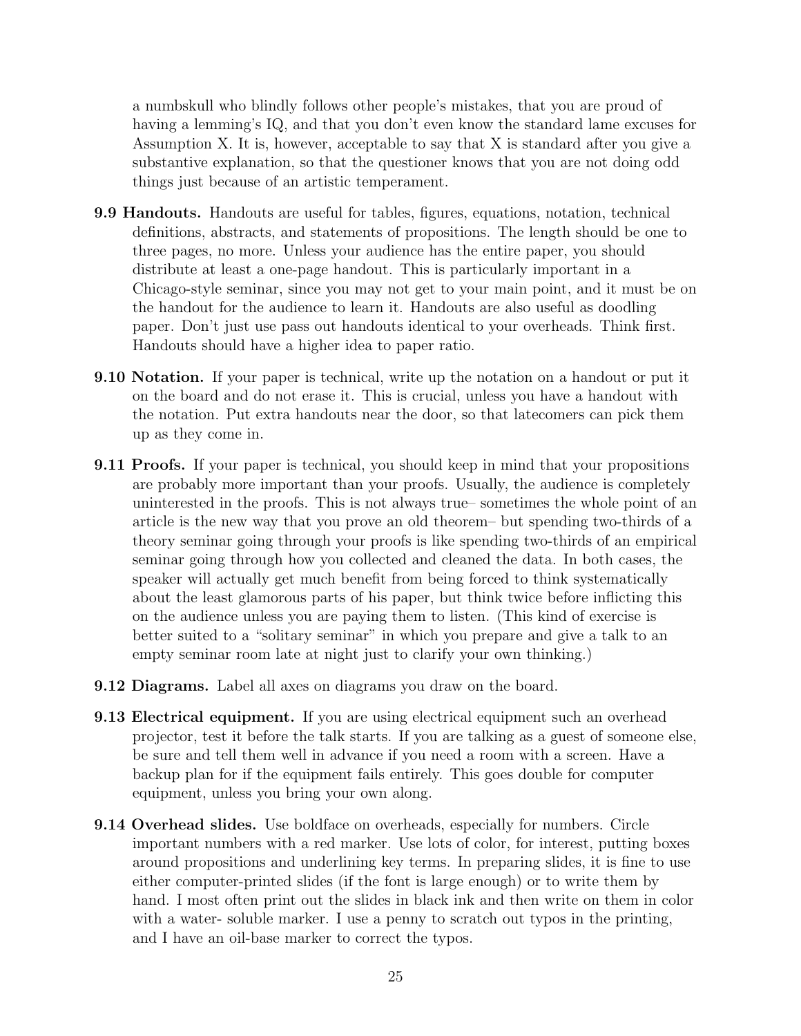a numbskull who blindly follows other people's mistakes, that you are proud of having a lemming's IQ, and that you don't even know the standard lame excuses for Assumption X. It is, however, acceptable to say that X is standard after you give a substantive explanation, so that the questioner knows that you are not doing odd things just because of an artistic temperament.

**9.9 Handouts.** Handouts are useful for tables, figures, equations, notation, technical definitions, abstracts, and statements of propositions. The length should be one to three pages, no more. Unless your audience has the entire paper, you should distribute at least a one-page handout. This is particularly important in a Chicago-style seminar, since you may not get to your main point, and it must be on the handout for the audience to learn it. Handouts are also useful as doodling paper. Don't just use pass out handouts identical to your overheads. Think first. Handouts should have a higher idea to paper ratio.

**9.10 Notation.** If your paper is technical, write up the notation on a handout or put it on the board and do not erase it. This is crucial, unless you have a handout with the notation. Put extra handouts near the door, so that latecomers can pick them up as they come in.

**9.11 Proofs.** If your paper is technical, you should keep in mind that your propositions are probably more important than your proofs. Usually, the audience is completely uninterested in the proofs. This is not always true– sometimes the whole point of an article is the new way that you prove an old theorem– but spending two-thirds of a theory seminar going through your proofs is like spending two-thirds of an empirical seminar going through how you collected and cleaned the data. In both cases, the speaker will actually get much benefit from being forced to think systematically about the least glamorous parts of his paper, but think twice before inflicting this on the audience unless you are paying them to listen. (This kind of exercise is better suited to a "solitary seminar" in which you prepare and give a talk to an empty seminar room late at night just to clarify your own thinking.)

**9.12 Diagrams.** Label all axes on diagrams you draw on the board.

**9.13 Electrical equipment.** If you are using electrical equipment such an overhead projector, test it before the talk starts. If you are talking as a guest of someone else, be sure and tell them well in advance if you need a room with a screen. Have a backup plan for if the equipment fails entirely. This goes double for computer equipment, unless you bring your own along.

**9.14 Overhead slides.** Use boldface on overheads, especially for numbers. Circle important numbers with a red marker. Use lots of color, for interest, putting boxes around propositions and underlining key terms. In preparing slides, it is fine to use either computer-printed slides (if the font is large enough) or to write them by hand. I most often print out the slides in black ink and then write on them in color with a water- soluble marker. I use a penny to scratch out typos in the printing, and I have an oil-base marker to correct the typos.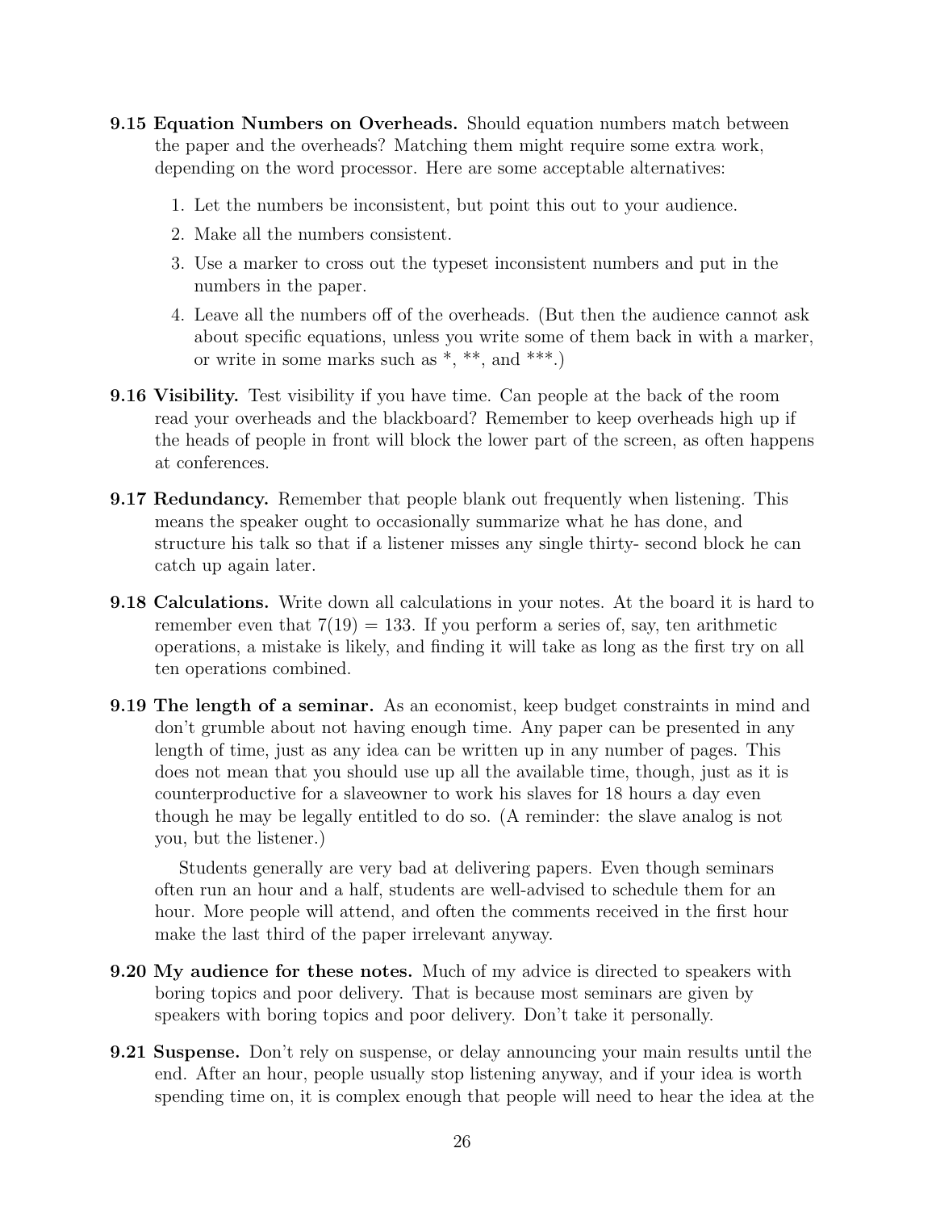**9.15 Equation Numbers on Overheads.** Should equation numbers match between the paper and the overheads? Matching them might require some extra work, depending on the word processor. Here are some acceptable alternatives:

1. Let the numbers be inconsistent, but point this out to your audience.
2. Make all the numbers consistent.
3. Use a marker to cross out the typeset inconsistent numbers and put in the numbers in the paper.
4. Leave all the numbers off of the overheads. (But then the audience cannot ask about specific equations, unless you write some of them back in with a marker, or write in some marks such as *, **, and ***.)

**9.16 Visibility.** Test visibility if you have time. Can people at the back of the room read your overheads and the blackboard? Remember to keep overheads high up if the heads of people in front will block the lower part of the screen, as often happens at conferences.

**9.17 Redundancy.** Remember that people blank out frequently when listening. This means the speaker ought to occasionally summarize what he has done, and structure his talk so that if a listener misses any single thirty- second block he can catch up again later.

**9.18 Calculations.** Write down all calculations in your notes. At the board it is hard to remember even that $7(19) = 133$. If you perform a series of, say, ten arithmetic operations, a mistake is likely, and finding it will take as long as the first try on all ten operations combined.

**9.19 The length of a seminar.** As an economist, keep budget constraints in mind and don't grumble about not having enough time. Any paper can be presented in any length of time, just as any idea can be written up in any number of pages. This does not mean that you should use up all the available time, though, just as it is counterproductive for a slaveowner to work his slaves for 18 hours a day even though he may be legally entitled to do so. (A reminder: the slave analog is not you, but the listener.)

Students generally are very bad at delivering papers. Even though seminars often run an hour and a half, students are well-advised to schedule them for an hour. More people will attend, and often the comments received in the first hour make the last third of the paper irrelevant anyway.

**9.20 My audience for these notes.** Much of my advice is directed to speakers with boring topics and poor delivery. That is because most seminars are given by speakers with boring topics and poor delivery. Don't take it personally.

**9.21 Suspense.** Don't rely on suspense, or delay announcing your main results until the end. After an hour, people usually stop listening anyway, and if your idea is worth spending time on, it is complex enough that people will need to hear the idea at the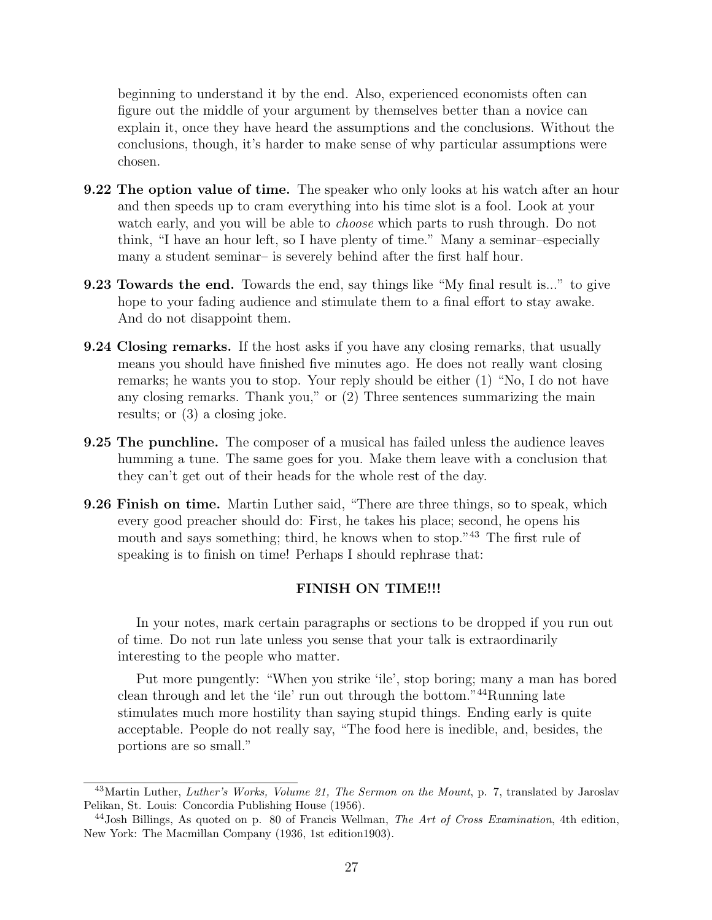beginning to understand it by the end. Also, experienced economists often can figure out the middle of your argument by themselves better than a novice can explain it, once they have heard the assumptions and the conclusions. Without the conclusions, though, it's harder to make sense of why particular assumptions were chosen.

**9.22 The option value of time.** The speaker who only looks at his watch after an hour and then speeds up to cram everything into his time slot is a fool. Look at your watch early, and you will be able to *choose* which parts to rush through. Do not think, "I have an hour left, so I have plenty of time." Many a seminar–especially many a student seminar– is severely behind after the first half hour.

**9.23 Towards the end.** Towards the end, say things like "My final result is..." to give hope to your fading audience and stimulate them to a final effort to stay awake. And do not disappoint them.

**9.24 Closing remarks.** If the host asks if you have any closing remarks, that usually means you should have finished five minutes ago. He does not really want closing remarks; he wants you to stop. Your reply should be either (1) "No, I do not have any closing remarks. Thank you," or (2) Three sentences summarizing the main results; or (3) a closing joke.

**9.25 The punchline.** The composer of a musical has failed unless the audience leaves humming a tune. The same goes for you. Make them leave with a conclusion that they can't get out of their heads for the whole rest of the day.

**9.26 Finish on time.** Martin Luther said, "There are three things, so to speak, which every good preacher should do: First, he takes his place; second, he opens his mouth and says something; third, he knows when to stop."[43] The first rule of speaking is to finish on time! Perhaps I should rephrase that:

**FINISH ON TIME!!!**

In your notes, mark certain paragraphs or sections to be dropped if you run out of time. Do not run late unless you sense that your talk is extraordinarily interesting to the people who matter.

Put more pungently: "When you strike 'ile', stop boring; many a man has bored clean through and let the 'ile' run out through the bottom."[44]Running late stimulates much more hostility than saying stupid things. Ending early is quite acceptable. People do not really say, "The food here is inedible, and, besides, the portions are so small."

---

[43]Martin Luther, *Luther's Works, Volume 21, The Sermon on the Mount*, p. 7, translated by Jaroslav Pelikan, St. Louis: Concordia Publishing House (1956).

[44]Josh Billings, As quoted on p. 80 of Francis Wellman, *The Art of Cross Examination*, 4th edition, New York: The Macmillan Company (1936, 1st edition1903).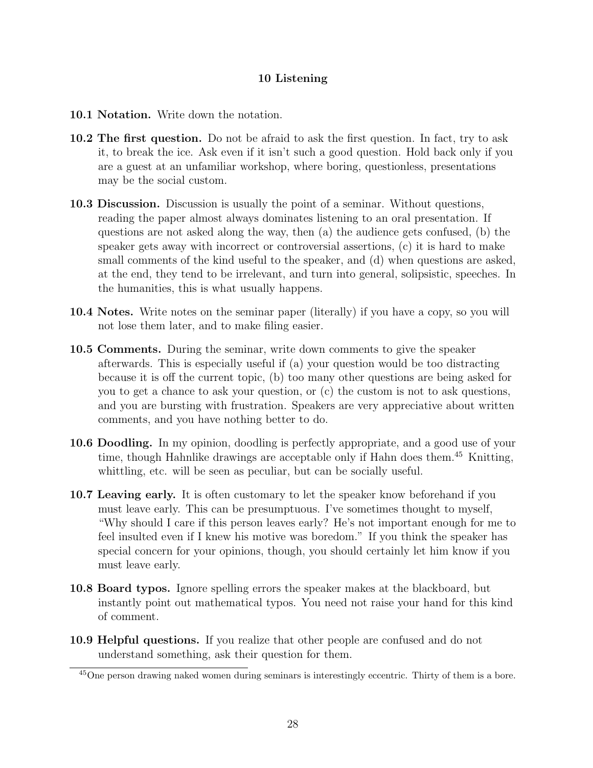## 10 Listening

**10.1 Notation.** Write down the notation.

**10.2 The first question.** Do not be afraid to ask the first question. In fact, try to ask it, to break the ice. Ask even if it isn't such a good question. Hold back only if you are a guest at an unfamiliar workshop, where boring, questionless, presentations may be the social custom.

**10.3 Discussion.** Discussion is usually the point of a seminar. Without questions, reading the paper almost always dominates listening to an oral presentation. If questions are not asked along the way, then (a) the audience gets confused, (b) the speaker gets away with incorrect or controversial assertions, (c) it is hard to make small comments of the kind useful to the speaker, and (d) when questions are asked, at the end, they tend to be irrelevant, and turn into general, solipsistic, speeches. In the humanities, this is what usually happens.

**10.4 Notes.** Write notes on the seminar paper (literally) if you have a copy, so you will not lose them later, and to make filing easier.

**10.5 Comments.** During the seminar, write down comments to give the speaker afterwards. This is especially useful if (a) your question would be too distracting because it is off the current topic, (b) too many other questions are being asked for you to get a chance to ask your question, or (c) the custom is not to ask questions, and you are bursting with frustration. Speakers are very appreciative about written comments, and you have nothing better to do.

**10.6 Doodling.** In my opinion, doodling is perfectly appropriate, and a good use of your time, though Hahnlike drawings are acceptable only if Hahn does them.[45] Knitting, whittling, etc. will be seen as peculiar, but can be socially useful.

**10.7 Leaving early.** It is often customary to let the speaker know beforehand if you must leave early. This can be presumptuous. I've sometimes thought to myself, "Why should I care if this person leaves early? He's not important enough for me to feel insulted even if I knew his motive was boredom." If you think the speaker has special concern for your opinions, though, you should certainly let him know if you must leave early.

**10.8 Board typos.** Ignore spelling errors the speaker makes at the blackboard, but instantly point out mathematical typos. You need not raise your hand for this kind of comment.

**10.9 Helpful questions.** If you realize that other people are confused and do not understand something, ask their question for them.

---

[45] One person drawing naked women during seminars is interestingly eccentric. Thirty of them is a bore.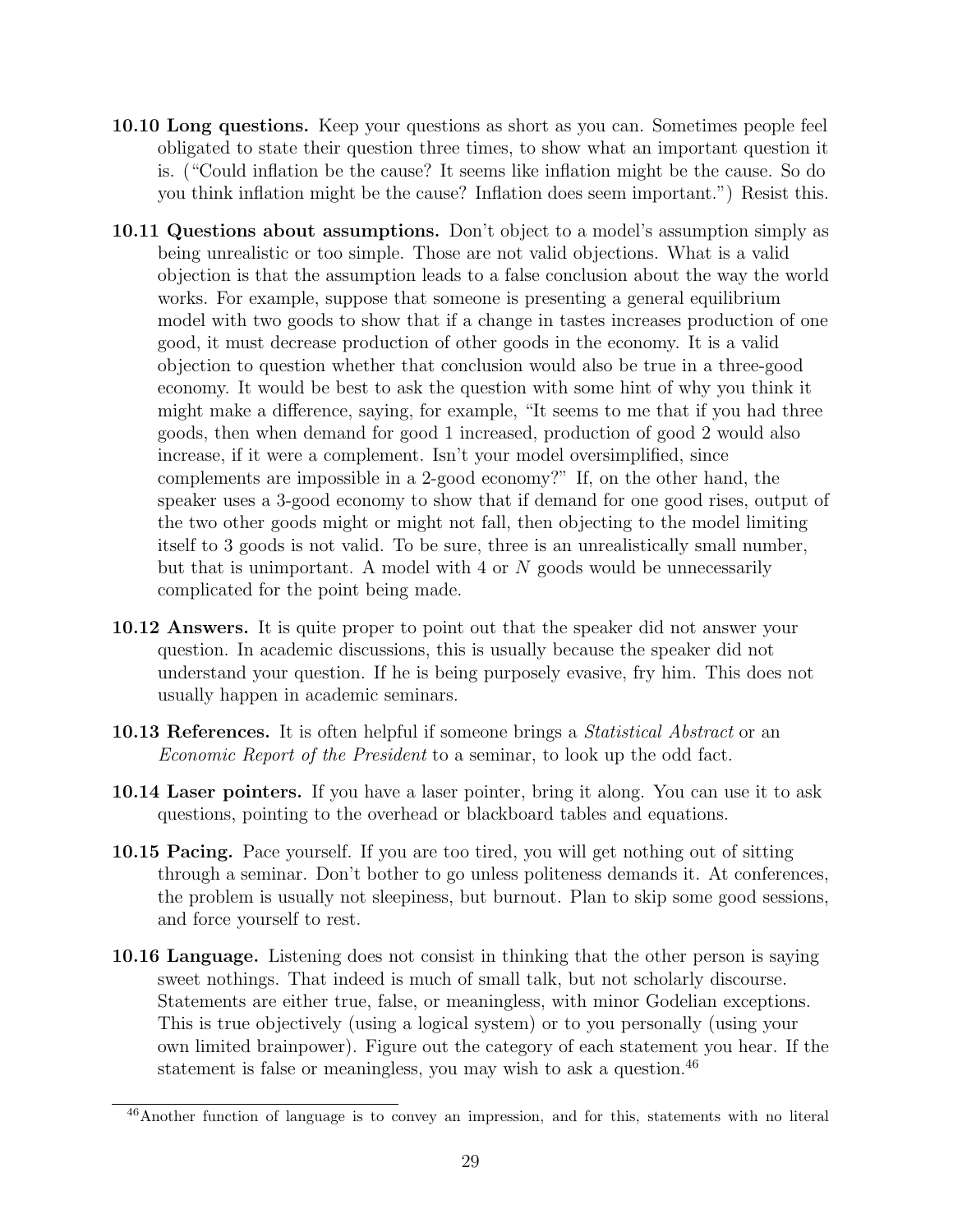**10.10 Long questions.** Keep your questions as short as you can. Sometimes people feel obligated to state their question three times, to show what an important question it is. ("Could inflation be the cause? It seems like inflation might be the cause. So do you think inflation might be the cause? Inflation does seem important.") Resist this.

**10.11 Questions about assumptions.** Don't object to a model's assumption simply as being unrealistic or too simple. Those are not valid objections. What is a valid objection is that the assumption leads to a false conclusion about the way the world works. For example, suppose that someone is presenting a general equilibrium model with two goods to show that if a change in tastes increases production of one good, it must decrease production of other goods in the economy. It is a valid objection to question whether that conclusion would also be true in a three-good economy. It would be best to ask the question with some hint of why you think it might make a difference, saying, for example, "It seems to me that if you had three goods, then when demand for good 1 increased, production of good 2 would also increase, if it were a complement. Isn't your model oversimplified, since complements are impossible in a 2-good economy?" If, on the other hand, the speaker uses a 3-good economy to show that if demand for one good rises, output of the two other goods might or might not fall, then objecting to the model limiting itself to 3 goods is not valid. To be sure, three is an unrealistically small number, but that is unimportant. A model with 4 or $N$ goods would be unnecessarily complicated for the point being made.

**10.12 Answers.** It is quite proper to point out that the speaker did not answer your question. In academic discussions, this is usually because the speaker did not understand your question. If he is being purposely evasive, fry him. This does not usually happen in academic seminars.

**10.13 References.** It is often helpful if someone brings a *Statistical Abstract* or an *Economic Report of the President* to a seminar, to look up the odd fact.

**10.14 Laser pointers.** If you have a laser pointer, bring it along. You can use it to ask questions, pointing to the overhead or blackboard tables and equations.

**10.15 Pacing.** Pace yourself. If you are too tired, you will get nothing out of sitting through a seminar. Don't bother to go unless politeness demands it. At conferences, the problem is usually not sleepiness, but burnout. Plan to skip some good sessions, and force yourself to rest.

**10.16 Language.** Listening does not consist in thinking that the other person is saying sweet nothings. That indeed is much of small talk, but not scholarly discourse. Statements are either true, false, or meaningless, with minor Godelian exceptions. This is true objectively (using a logical system) or to you personally (using your own limited brainpower). Figure out the category of each statement you hear. If the statement is false or meaningless, you may wish to ask a question.[46]

[46] Another function of language is to convey an impression, and for this, statements with no literal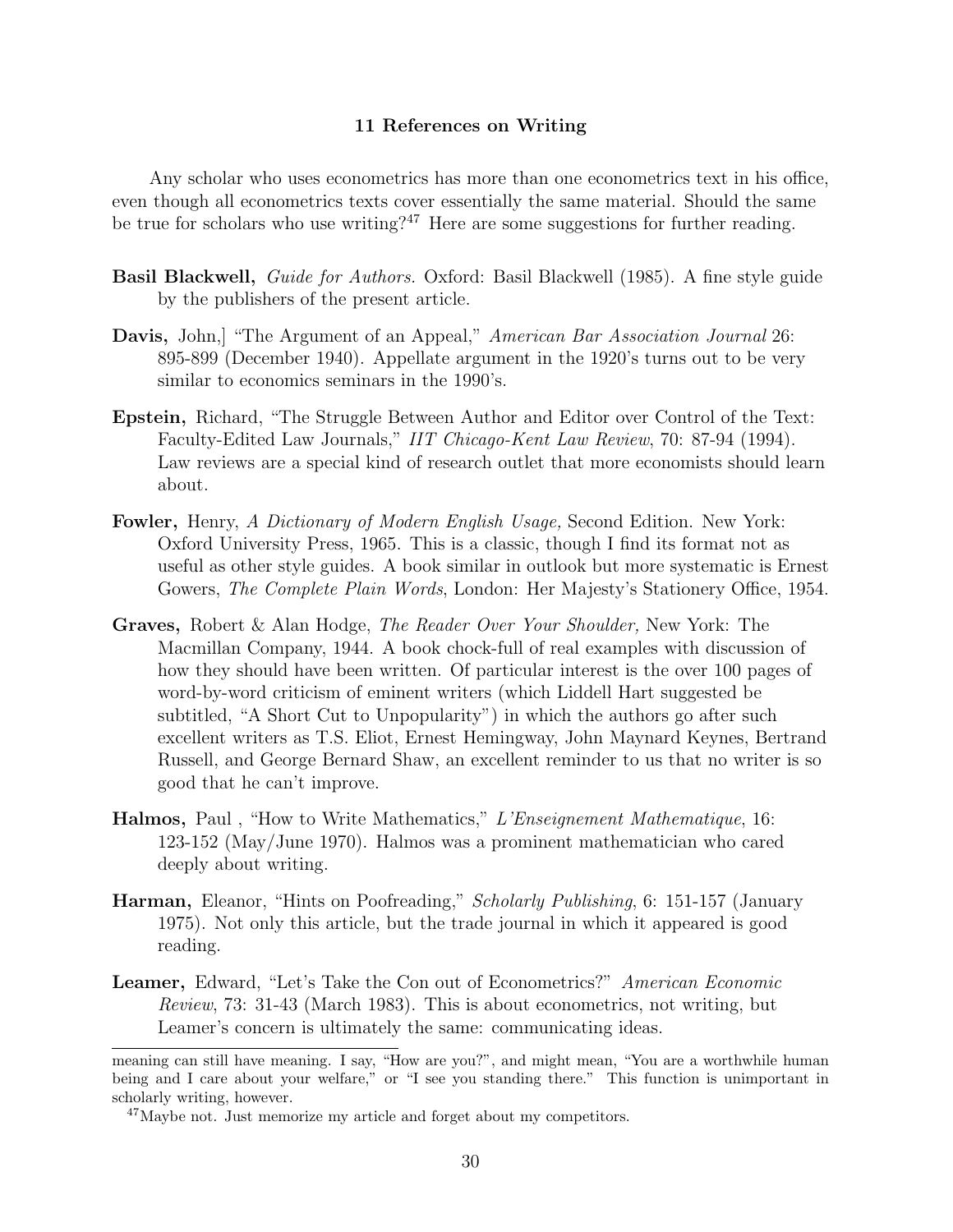## 11 References on Writing

Any scholar who uses econometrics has more than one econometrics text in his office, even though all econometrics texts cover essentially the same material. Should the same be true for scholars who use writing?[47] Here are some suggestions for further reading.

**Basil Blackwell,** *Guide for Authors.* Oxford: Basil Blackwell (1985). A fine style guide by the publishers of the present article.

**Davis,** John,] "The Argument of an Appeal," *American Bar Association Journal* 26: 895-899 (December 1940). Appellate argument in the 1920's turns out to be very similar to economics seminars in the 1990's.

**Epstein,** Richard, "The Struggle Between Author and Editor over Control of the Text: Faculty-Edited Law Journals," *IIT Chicago-Kent Law Review*, 70: 87-94 (1994). Law reviews are a special kind of research outlet that more economists should learn about.

**Fowler,** Henry, *A Dictionary of Modern English Usage,* Second Edition. New York: Oxford University Press, 1965. This is a classic, though I find its format not as useful as other style guides. A book similar in outlook but more systematic is Ernest Gowers, *The Complete Plain Words*, London: Her Majesty's Stationery Office, 1954.

**Graves,** Robert & Alan Hodge, *The Reader Over Your Shoulder,* New York: The Macmillan Company, 1944. A book chock-full of real examples with discussion of how they should have been written. Of particular interest is the over 100 pages of word-by-word criticism of eminent writers (which Liddell Hart suggested be subtitled, "A Short Cut to Unpopularity") in which the authors go after such excellent writers as T.S. Eliot, Ernest Hemingway, John Maynard Keynes, Bertrand Russell, and George Bernard Shaw, an excellent reminder to us that no writer is so good that he can't improve.

**Halmos,** Paul , "How to Write Mathematics," *L'Enseignement Mathematique*, 16: 123-152 (May/June 1970). Halmos was a prominent mathematician who cared deeply about writing.

**Harman,** Eleanor, "Hints on Poofreading," *Scholarly Publishing*, 6: 151-157 (January 1975). Not only this article, but the trade journal in which it appeared is good reading.

**Leamer,** Edward, "Let's Take the Con out of Econometrics?" *American Economic Review*, 73: 31-43 (March 1983). This is about econometrics, not writing, but Leamer's concern is ultimately the same: communicating ideas.

---

meaning can still have meaning. I say, "How are you?", and might mean, "You are a worthwhile human being and I care about your welfare," or "I see you standing there." This function is unimportant in scholarly writing, however.

[47] Maybe not. Just memorize my article and forget about my competitors.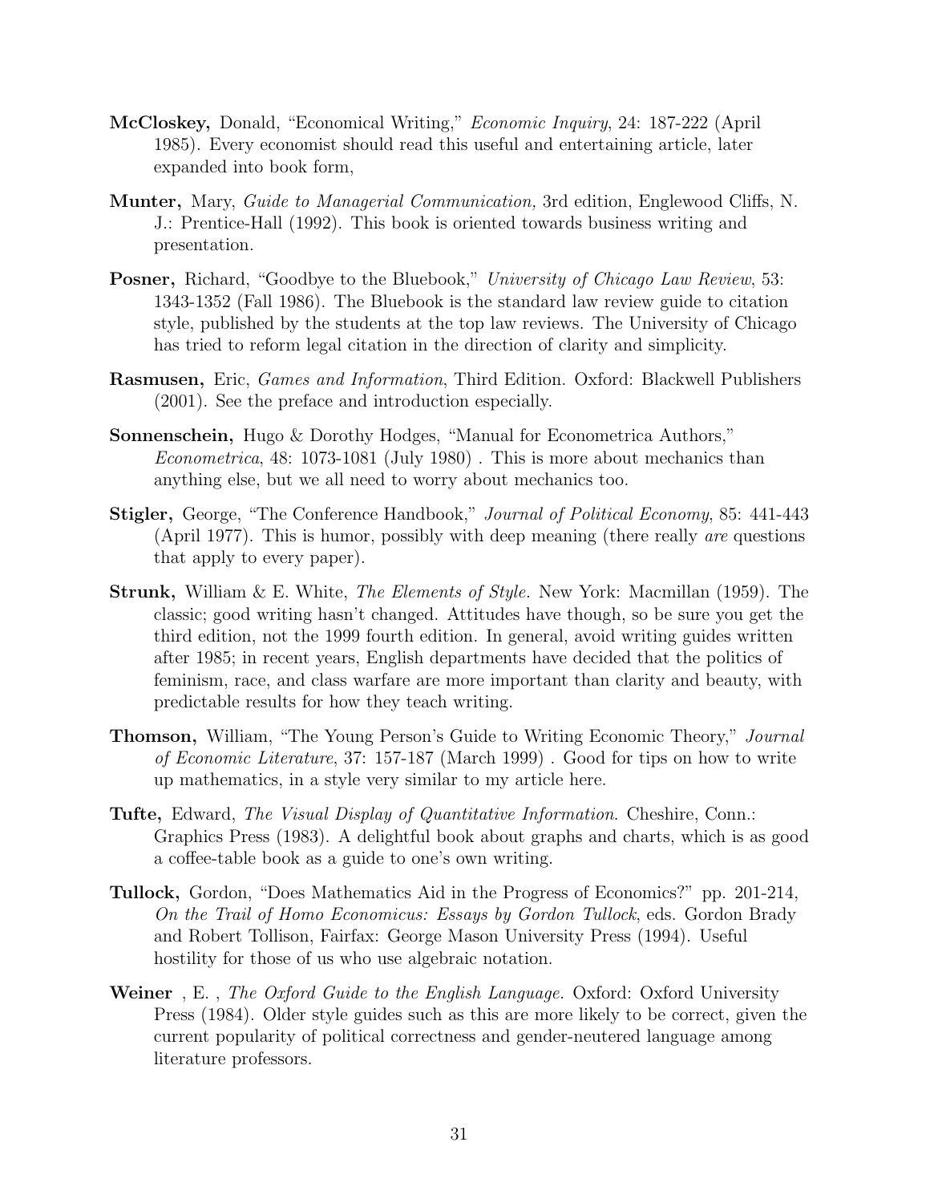**McCloskey,** Donald, "Economical Writing," *Economic Inquiry*, 24: 187-222 (April 1985). Every economist should read this useful and entertaining article, later expanded into book form,

**Munter,** Mary, *Guide to Managerial Communication,* 3rd edition, Englewood Cliffs, N. J.: Prentice-Hall (1992). This book is oriented towards business writing and presentation.

**Posner,** Richard, "Goodbye to the Bluebook," *University of Chicago Law Review*, 53: 1343-1352 (Fall 1986). The Bluebook is the standard law review guide to citation style, published by the students at the top law reviews. The University of Chicago has tried to reform legal citation in the direction of clarity and simplicity.

**Rasmusen,** Eric, *Games and Information*, Third Edition. Oxford: Blackwell Publishers (2001). See the preface and introduction especially.

**Sonnenschein,** Hugo & Dorothy Hodges, "Manual for Econometrica Authors," *Econometrica*, 48: 1073-1081 (July 1980) . This is more about mechanics than anything else, but we all need to worry about mechanics too.

**Stigler,** George, "The Conference Handbook," *Journal of Political Economy*, 85: 441-443 (April 1977). This is humor, possibly with deep meaning (there really *are* questions that apply to every paper).

**Strunk,** William & E. White, *The Elements of Style.* New York: Macmillan (1959). The classic; good writing hasn't changed. Attitudes have though, so be sure you get the third edition, not the 1999 fourth edition. In general, avoid writing guides written after 1985; in recent years, English departments have decided that the politics of feminism, race, and class warfare are more important than clarity and beauty, with predictable results for how they teach writing.

**Thomson,** William, "The Young Person's Guide to Writing Economic Theory," *Journal of Economic Literature*, 37: 157-187 (March 1999) . Good for tips on how to write up mathematics, in a style very similar to my article here.

**Tufte,** Edward, *The Visual Display of Quantitative Information*. Cheshire, Conn.: Graphics Press (1983). A delightful book about graphs and charts, which is as good a coffee-table book as a guide to one's own writing.

**Tullock,** Gordon, "Does Mathematics Aid in the Progress of Economics?" pp. 201-214, *On the Trail of Homo Economicus: Essays by Gordon Tullock*, eds. Gordon Brady and Robert Tollison, Fairfax: George Mason University Press (1994). Useful hostility for those of us who use algebraic notation.

**Weiner** , E. , *The Oxford Guide to the English Language.* Oxford: Oxford University Press (1984). Older style guides such as this are more likely to be correct, given the current popularity of political correctness and gender-neutered language among literature professors.